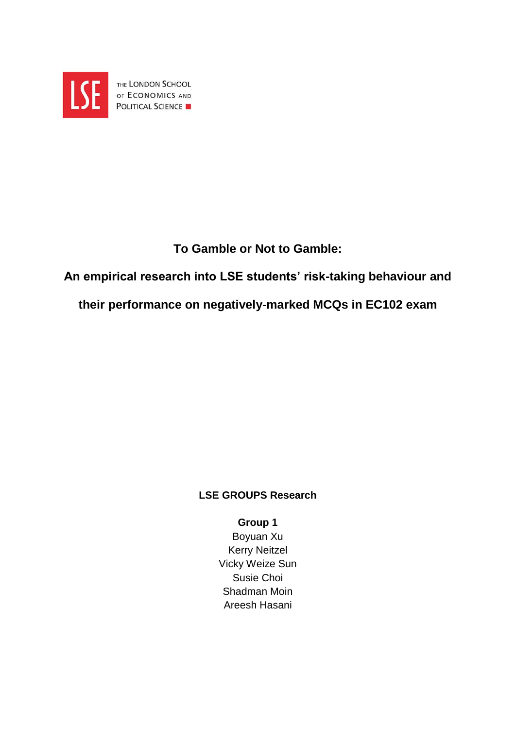THE LONDON SCHOOL OF ECONOMICS AND POLITICAL SCIENCE

# To Gamble or Not to Gamble:

## An empirical research into LSE students' risk-taking behaviour and their performance on negatively-marked MCQs in EC102 exam

**LSE GROUPS Research**

**Group 1**

Boyuan Xu
Kerry Neitzel
Vicky Weize Sun
Susie Choi
Shadman Moin
Areesh Hasani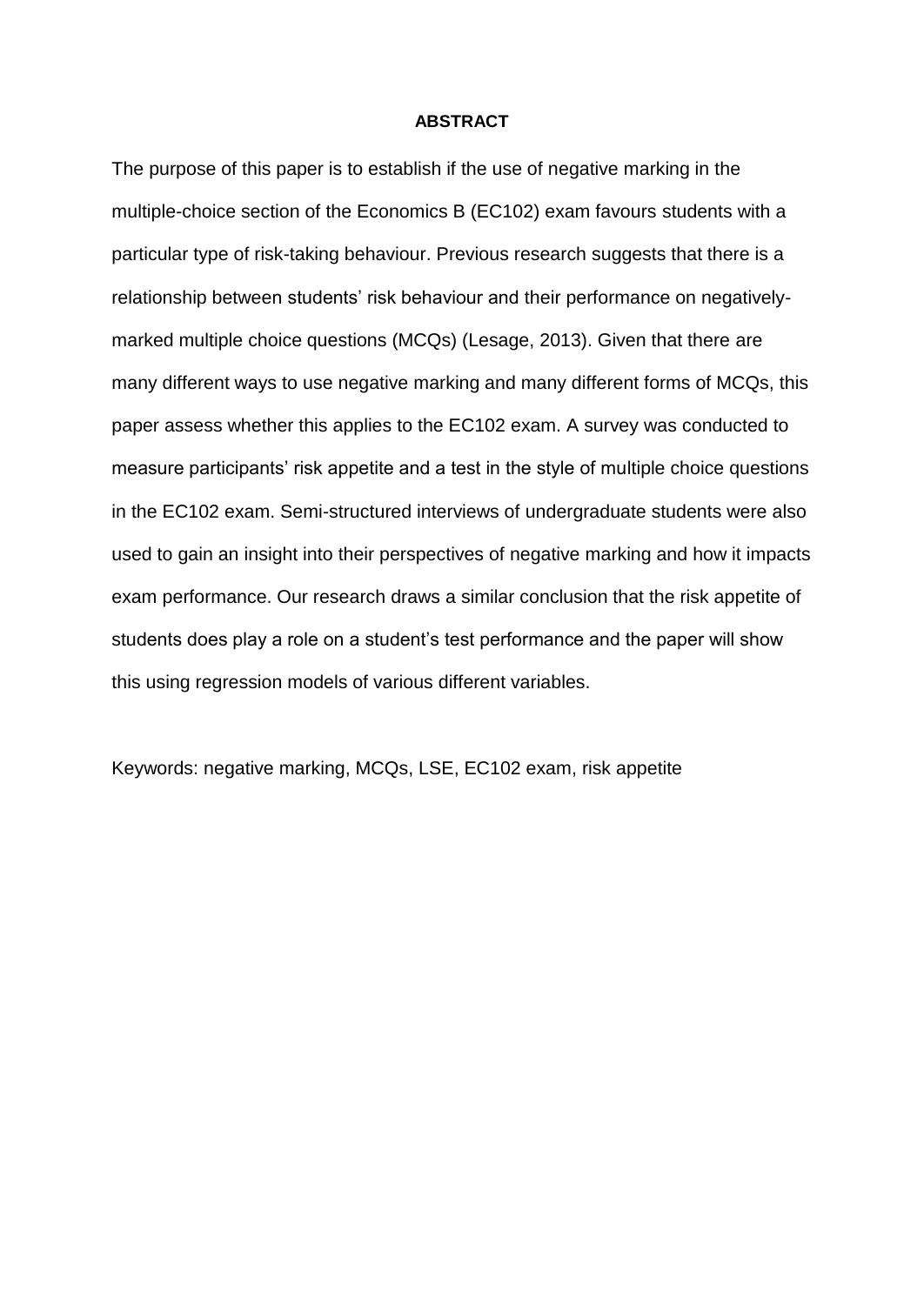**ABSTRACT**

The purpose of this paper is to establish if the use of negative marking in the multiple-choice section of the Economics B (EC102) exam favours students with a particular type of risk-taking behaviour. Previous research suggests that there is a relationship between students' risk behaviour and their performance on negatively-marked multiple choice questions (MCQs) (Lesage, 2013). Given that there are many different ways to use negative marking and many different forms of MCQs, this paper assess whether this applies to the EC102 exam. A survey was conducted to measure participants' risk appetite and a test in the style of multiple choice questions in the EC102 exam. Semi-structured interviews of undergraduate students were also used to gain an insight into their perspectives of negative marking and how it impacts exam performance. Our research draws a similar conclusion that the risk appetite of students does play a role on a student's test performance and the paper will show this using regression models of various different variables.

Keywords: negative marking, MCQs, LSE, EC102 exam, risk appetite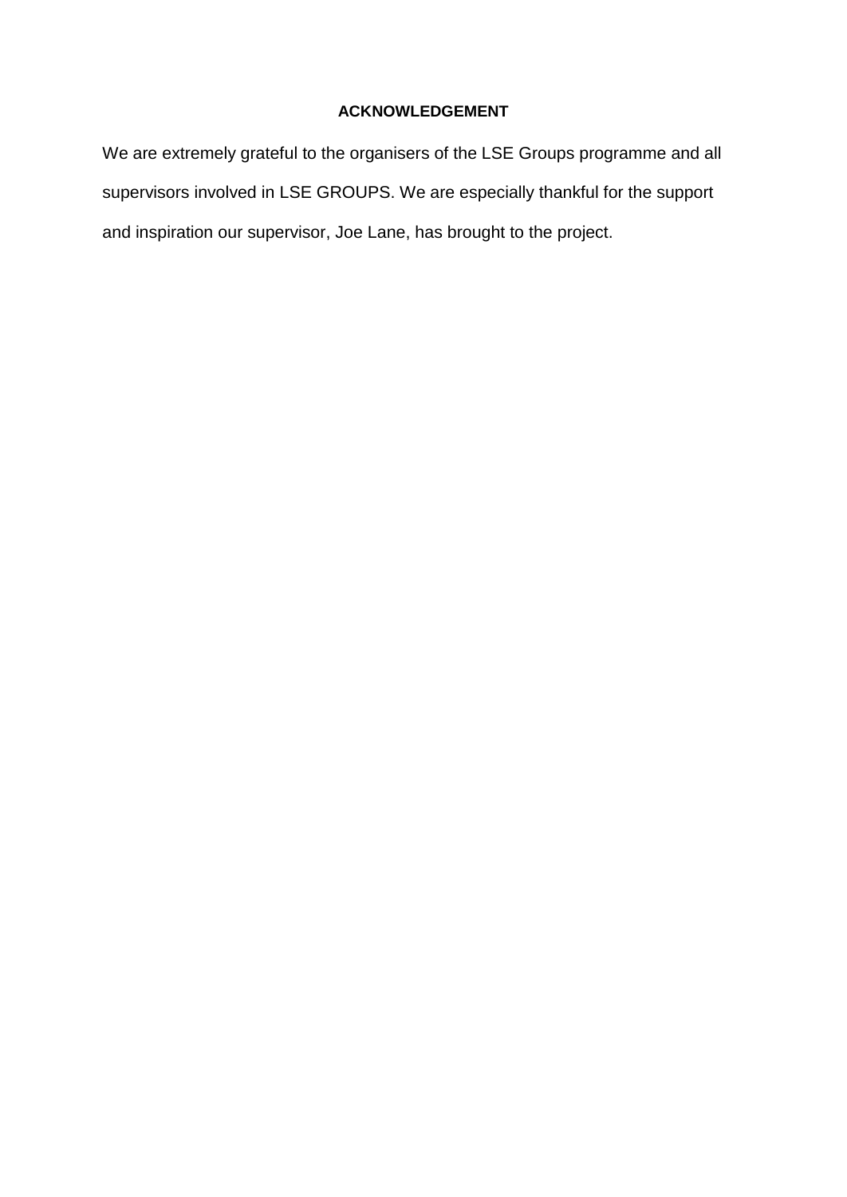## ACKNOWLEDGEMENT

We are extremely grateful to the organisers of the LSE Groups programme and all supervisors involved in LSE GROUPS. We are especially thankful for the support and inspiration our supervisor, Joe Lane, has brought to the project.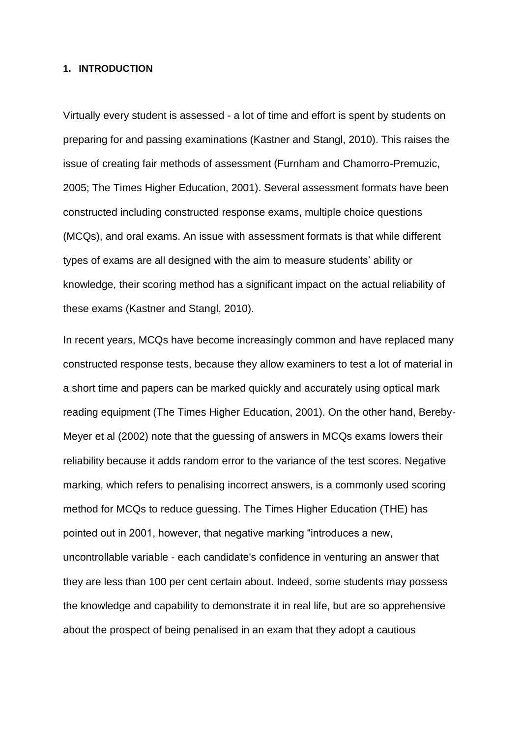## 1. INTRODUCTION

Virtually every student is assessed - a lot of time and effort is spent by students on preparing for and passing examinations (Kastner and Stangl, 2010). This raises the issue of creating fair methods of assessment (Furnham and Chamorro-Premuzic, 2005; The Times Higher Education, 2001). Several assessment formats have been constructed including constructed response exams, multiple choice questions (MCQs), and oral exams. An issue with assessment formats is that while different types of exams are all designed with the aim to measure students' ability or knowledge, their scoring method has a significant impact on the actual reliability of these exams (Kastner and Stangl, 2010).

In recent years, MCQs have become increasingly common and have replaced many constructed response tests, because they allow examiners to test a lot of material in a short time and papers can be marked quickly and accurately using optical mark reading equipment (The Times Higher Education, 2001). On the other hand, Bereby-Meyer et al (2002) note that the guessing of answers in MCQs exams lowers their reliability because it adds random error to the variance of the test scores. Negative marking, which refers to penalising incorrect answers, is a commonly used scoring method for MCQs to reduce guessing. The Times Higher Education (THE) has pointed out in 2001, however, that negative marking "introduces a new, uncontrollable variable - each candidate's confidence in venturing an answer that they are less than 100 per cent certain about. Indeed, some students may possess the knowledge and capability to demonstrate it in real life, but are so apprehensive about the prospect of being penalised in an exam that they adopt a cautious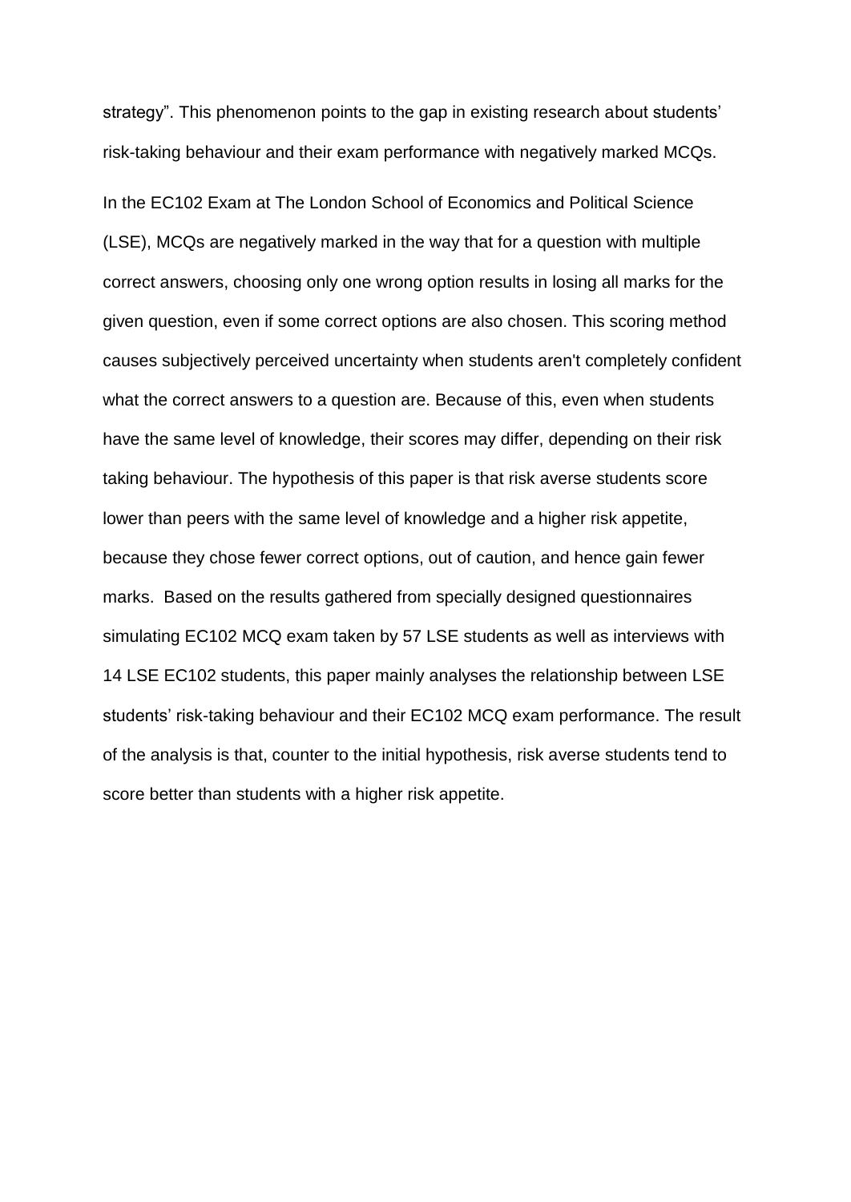strategy”. This phenomenon points to the gap in existing research about students’ risk-taking behaviour and their exam performance with negatively marked MCQs.

In the EC102 Exam at The London School of Economics and Political Science (LSE), MCQs are negatively marked in the way that for a question with multiple correct answers, choosing only one wrong option results in losing all marks for the given question, even if some correct options are also chosen. This scoring method causes subjectively perceived uncertainty when students aren't completely confident what the correct answers to a question are. Because of this, even when students have the same level of knowledge, their scores may differ, depending on their risk taking behaviour. The hypothesis of this paper is that risk averse students score lower than peers with the same level of knowledge and a higher risk appetite, because they chose fewer correct options, out of caution, and hence gain fewer marks. Based on the results gathered from specially designed questionnaires simulating EC102 MCQ exam taken by 57 LSE students as well as interviews with 14 LSE EC102 students, this paper mainly analyses the relationship between LSE students’ risk-taking behaviour and their EC102 MCQ exam performance. The result of the analysis is that, counter to the initial hypothesis, risk averse students tend to score better than students with a higher risk appetite.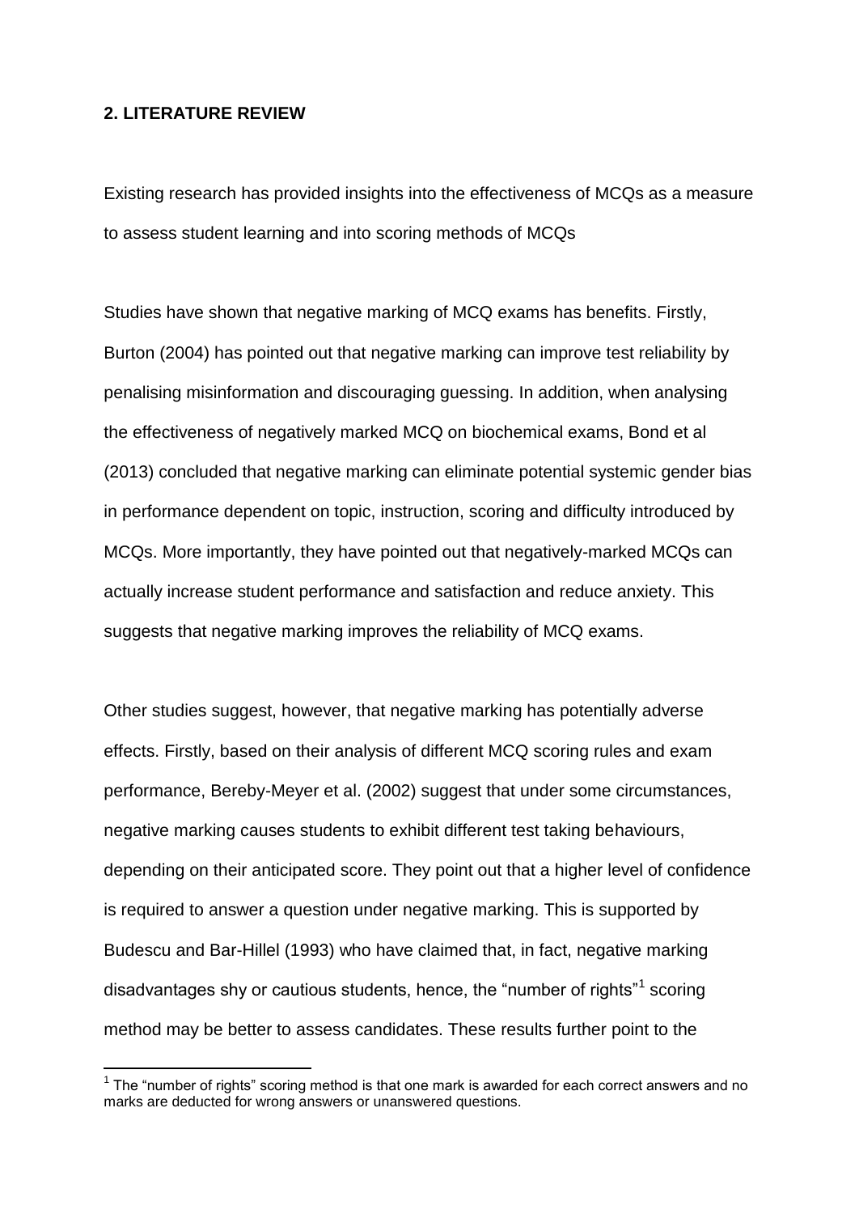## 2. LITERATURE REVIEW

Existing research has provided insights into the effectiveness of MCQs as a measure to assess student learning and into scoring methods of MCQs

Studies have shown that negative marking of MCQ exams has benefits. Firstly, Burton (2004) has pointed out that negative marking can improve test reliability by penalising misinformation and discouraging guessing. In addition, when analysing the effectiveness of negatively marked MCQ on biochemical exams, Bond et al (2013) concluded that negative marking can eliminate potential systemic gender bias in performance dependent on topic, instruction, scoring and difficulty introduced by MCQs. More importantly, they have pointed out that negatively-marked MCQs can actually increase student performance and satisfaction and reduce anxiety. This suggests that negative marking improves the reliability of MCQ exams.

Other studies suggest, however, that negative marking has potentially adverse effects. Firstly, based on their analysis of different MCQ scoring rules and exam performance, Bereby-Meyer et al. (2002) suggest that under some circumstances, negative marking causes students to exhibit different test taking behaviours, depending on their anticipated score. They point out that a higher level of confidence is required to answer a question under negative marking. This is supported by Budescu and Bar-Hillel (1993) who have claimed that, in fact, negative marking disadvantages shy or cautious students, hence, the "number of rights"[1] scoring method may be better to assess candidates. These results further point to the

[1] The "number of rights" scoring method is that one mark is awarded for each correct answers and no marks are deducted for wrong answers or unanswered questions.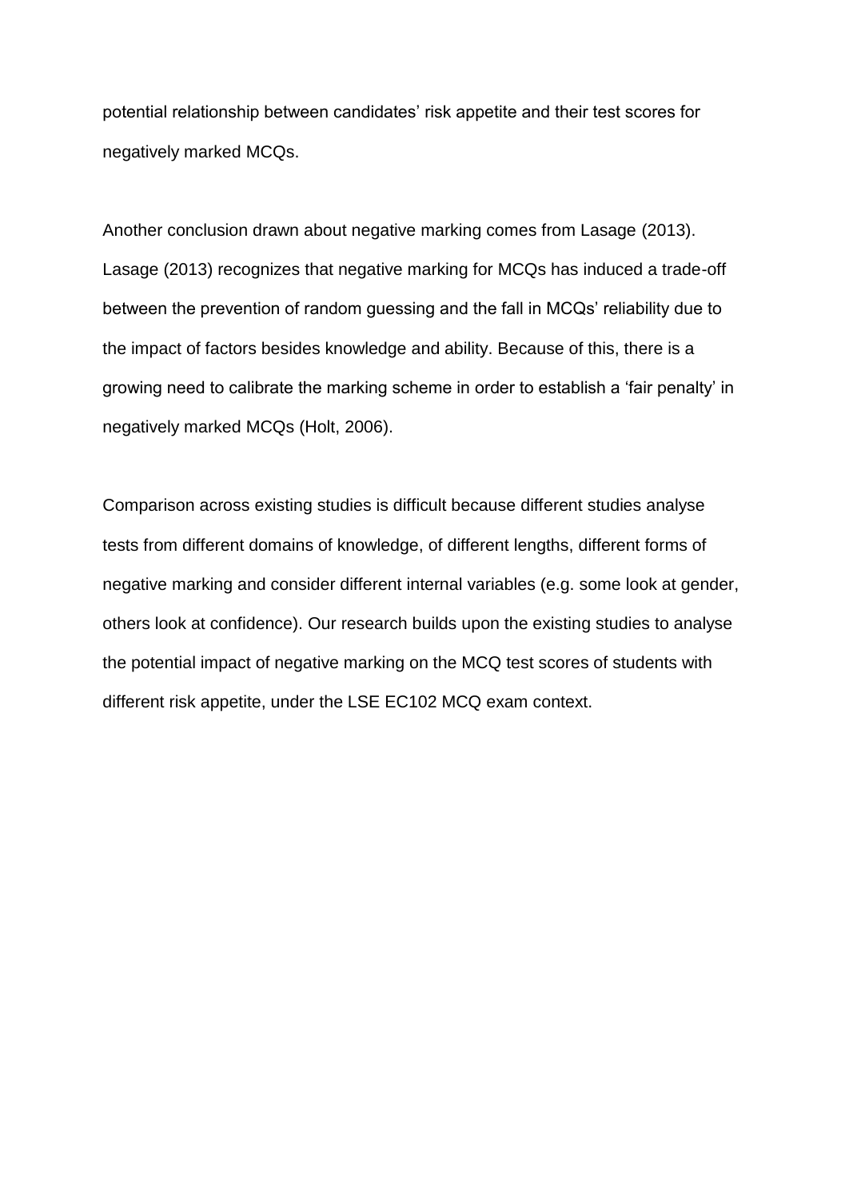potential relationship between candidates' risk appetite and their test scores for negatively marked MCQs.

Another conclusion drawn about negative marking comes from Lasage (2013). Lasage (2013) recognizes that negative marking for MCQs has induced a trade-off between the prevention of random guessing and the fall in MCQs' reliability due to the impact of factors besides knowledge and ability. Because of this, there is a growing need to calibrate the marking scheme in order to establish a 'fair penalty' in negatively marked MCQs (Holt, 2006).

Comparison across existing studies is difficult because different studies analyse tests from different domains of knowledge, of different lengths, different forms of negative marking and consider different internal variables (e.g. some look at gender, others look at confidence). Our research builds upon the existing studies to analyse the potential impact of negative marking on the MCQ test scores of students with different risk appetite, under the LSE EC102 MCQ exam context.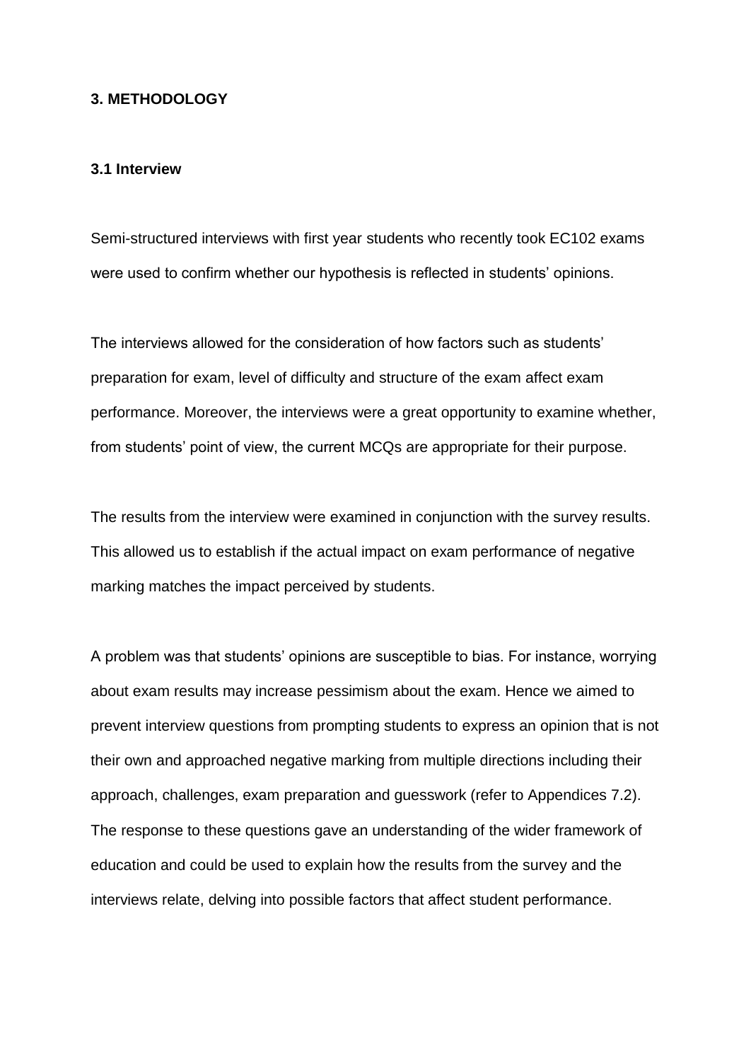## 3. METHODOLOGY

### 3.1 Interview

Semi-structured interviews with first year students who recently took EC102 exams were used to confirm whether our hypothesis is reflected in students' opinions.

The interviews allowed for the consideration of how factors such as students' preparation for exam, level of difficulty and structure of the exam affect exam performance. Moreover, the interviews were a great opportunity to examine whether, from students' point of view, the current MCQs are appropriate for their purpose.

The results from the interview were examined in conjunction with the survey results. This allowed us to establish if the actual impact on exam performance of negative marking matches the impact perceived by students.

A problem was that students' opinions are susceptible to bias. For instance, worrying about exam results may increase pessimism about the exam. Hence we aimed to prevent interview questions from prompting students to express an opinion that is not their own and approached negative marking from multiple directions including their approach, challenges, exam preparation and guesswork (refer to Appendices 7.2). The response to these questions gave an understanding of the wider framework of education and could be used to explain how the results from the survey and the interviews relate, delving into possible factors that affect student performance.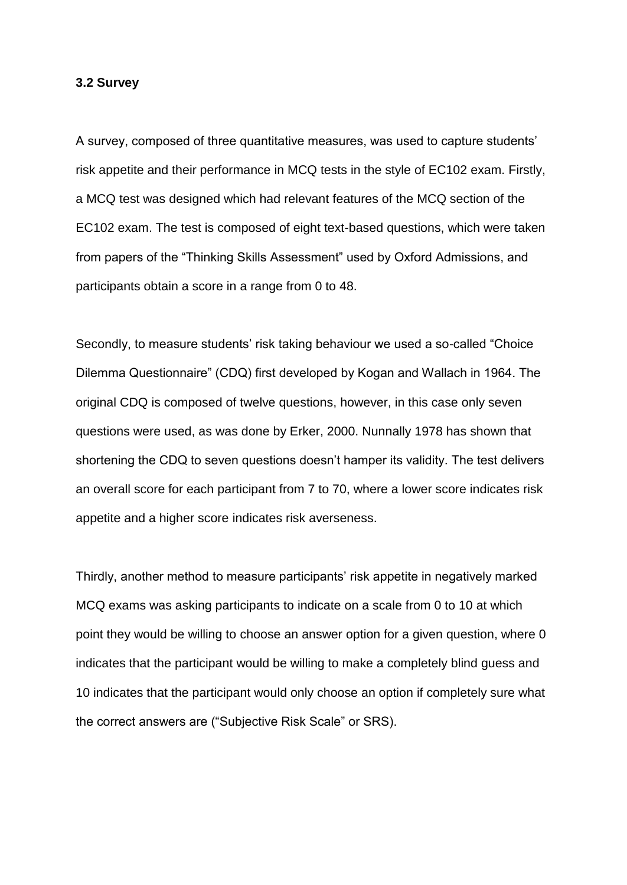### 3.2 Survey

A survey, composed of three quantitative measures, was used to capture students' risk appetite and their performance in MCQ tests in the style of EC102 exam. Firstly, a MCQ test was designed which had relevant features of the MCQ section of the EC102 exam. The test is composed of eight text-based questions, which were taken from papers of the "Thinking Skills Assessment" used by Oxford Admissions, and participants obtain a score in a range from 0 to 48.

Secondly, to measure students' risk taking behaviour we used a so-called "Choice Dilemma Questionnaire" (CDQ) first developed by Kogan and Wallach in 1964. The original CDQ is composed of twelve questions, however, in this case only seven questions were used, as was done by Erker, 2000. Nunnally 1978 has shown that shortening the CDQ to seven questions doesn't hamper its validity. The test delivers an overall score for each participant from 7 to 70, where a lower score indicates risk appetite and a higher score indicates risk averseness.

Thirdly, another method to measure participants' risk appetite in negatively marked MCQ exams was asking participants to indicate on a scale from 0 to 10 at which point they would be willing to choose an answer option for a given question, where 0 indicates that the participant would be willing to make a completely blind guess and 10 indicates that the participant would only choose an option if completely sure what the correct answers are ("Subjective Risk Scale" or SRS).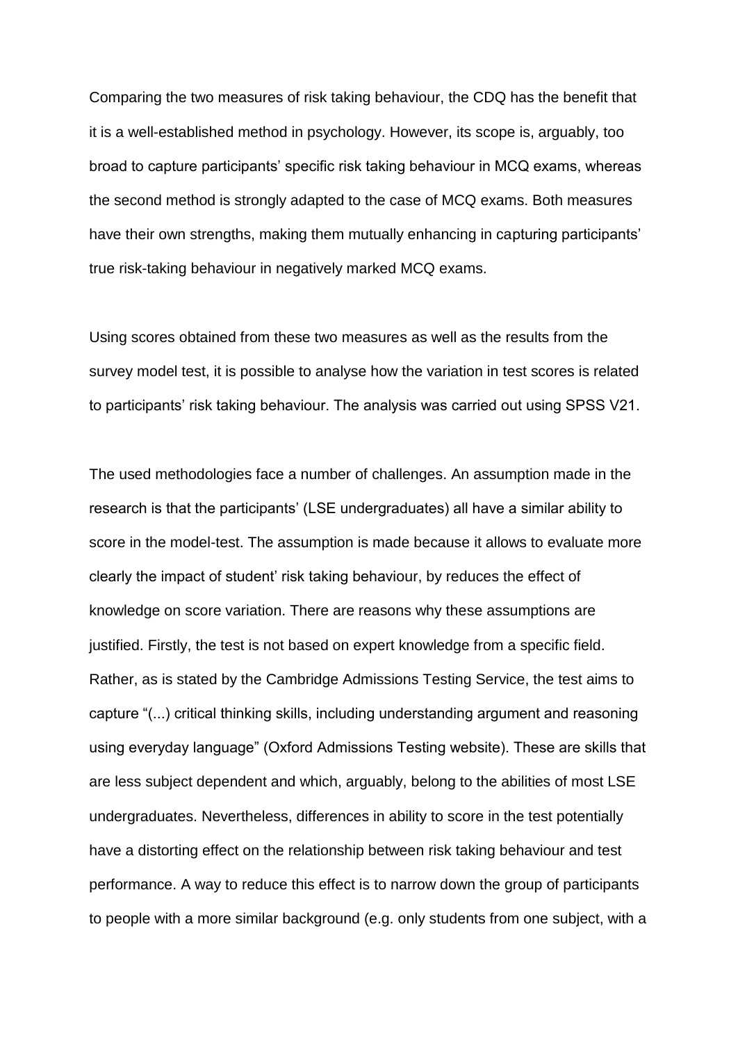Comparing the two measures of risk taking behaviour, the CDQ has the benefit that it is a well-established method in psychology. However, its scope is, arguably, too broad to capture participants' specific risk taking behaviour in MCQ exams, whereas the second method is strongly adapted to the case of MCQ exams. Both measures have their own strengths, making them mutually enhancing in capturing participants' true risk-taking behaviour in negatively marked MCQ exams.

Using scores obtained from these two measures as well as the results from the survey model test, it is possible to analyse how the variation in test scores is related to participants' risk taking behaviour. The analysis was carried out using SPSS V21.

The used methodologies face a number of challenges. An assumption made in the research is that the participants' (LSE undergraduates) all have a similar ability to score in the model-test. The assumption is made because it allows to evaluate more clearly the impact of student' risk taking behaviour, by reduces the effect of knowledge on score variation. There are reasons why these assumptions are justified. Firstly, the test is not based on expert knowledge from a specific field. Rather, as is stated by the Cambridge Admissions Testing Service, the test aims to capture "(...) critical thinking skills, including understanding argument and reasoning using everyday language" (Oxford Admissions Testing website). These are skills that are less subject dependent and which, arguably, belong to the abilities of most LSE undergraduates. Nevertheless, differences in ability to score in the test potentially have a distorting effect on the relationship between risk taking behaviour and test performance. A way to reduce this effect is to narrow down the group of participants to people with a more similar background (e.g. only students from one subject, with a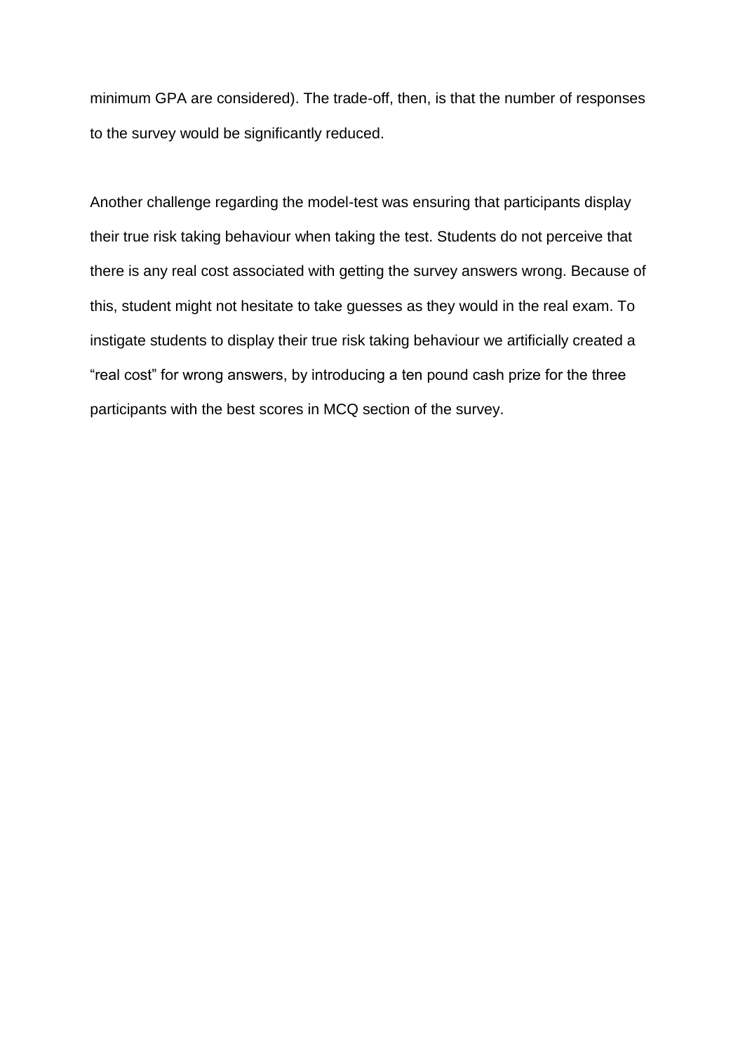minimum GPA are considered). The trade-off, then, is that the number of responses to the survey would be significantly reduced.

Another challenge regarding the model-test was ensuring that participants display their true risk taking behaviour when taking the test. Students do not perceive that there is any real cost associated with getting the survey answers wrong. Because of this, student might not hesitate to take guesses as they would in the real exam. To instigate students to display their true risk taking behaviour we artificially created a "real cost" for wrong answers, by introducing a ten pound cash prize for the three participants with the best scores in MCQ section of the survey.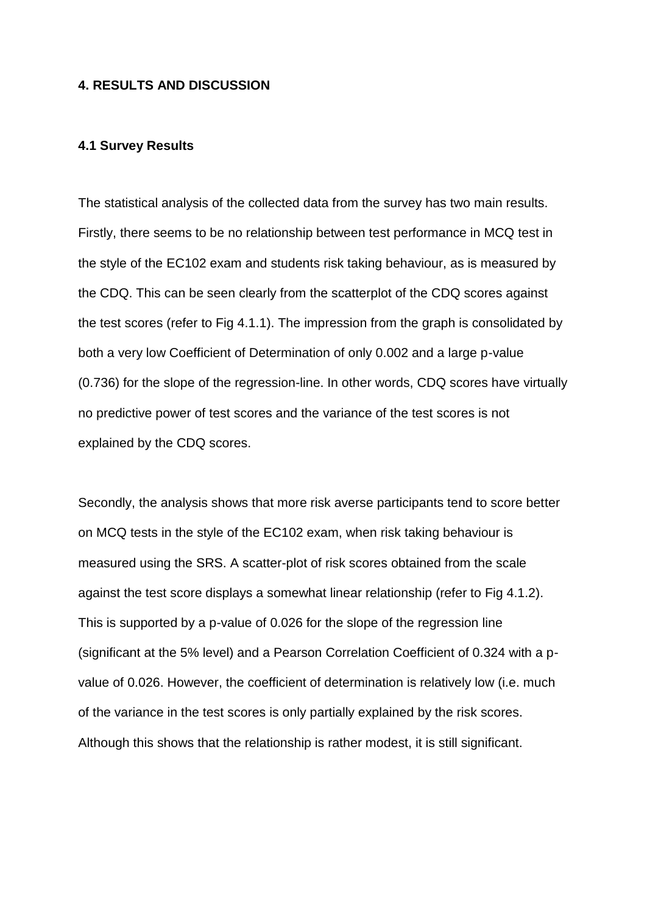## 4. RESULTS AND DISCUSSION

### 4.1 Survey Results

The statistical analysis of the collected data from the survey has two main results. Firstly, there seems to be no relationship between test performance in MCQ test in the style of the EC102 exam and students risk taking behaviour, as is measured by the CDQ. This can be seen clearly from the scatterplot of the CDQ scores against the test scores (refer to Fig 4.1.1). The impression from the graph is consolidated by both a very low Coefficient of Determination of only 0.002 and a large p-value (0.736) for the slope of the regression-line. In other words, CDQ scores have virtually no predictive power of test scores and the variance of the test scores is not explained by the CDQ scores.

Secondly, the analysis shows that more risk averse participants tend to score better on MCQ tests in the style of the EC102 exam, when risk taking behaviour is measured using the SRS. A scatter-plot of risk scores obtained from the scale against the test score displays a somewhat linear relationship (refer to Fig 4.1.2). This is supported by a p-value of 0.026 for the slope of the regression line (significant at the 5% level) and a Pearson Correlation Coefficient of 0.324 with a p-value of 0.026. However, the coefficient of determination is relatively low (i.e. much of the variance in the test scores is only partially explained by the risk scores. Although this shows that the relationship is rather modest, it is still significant.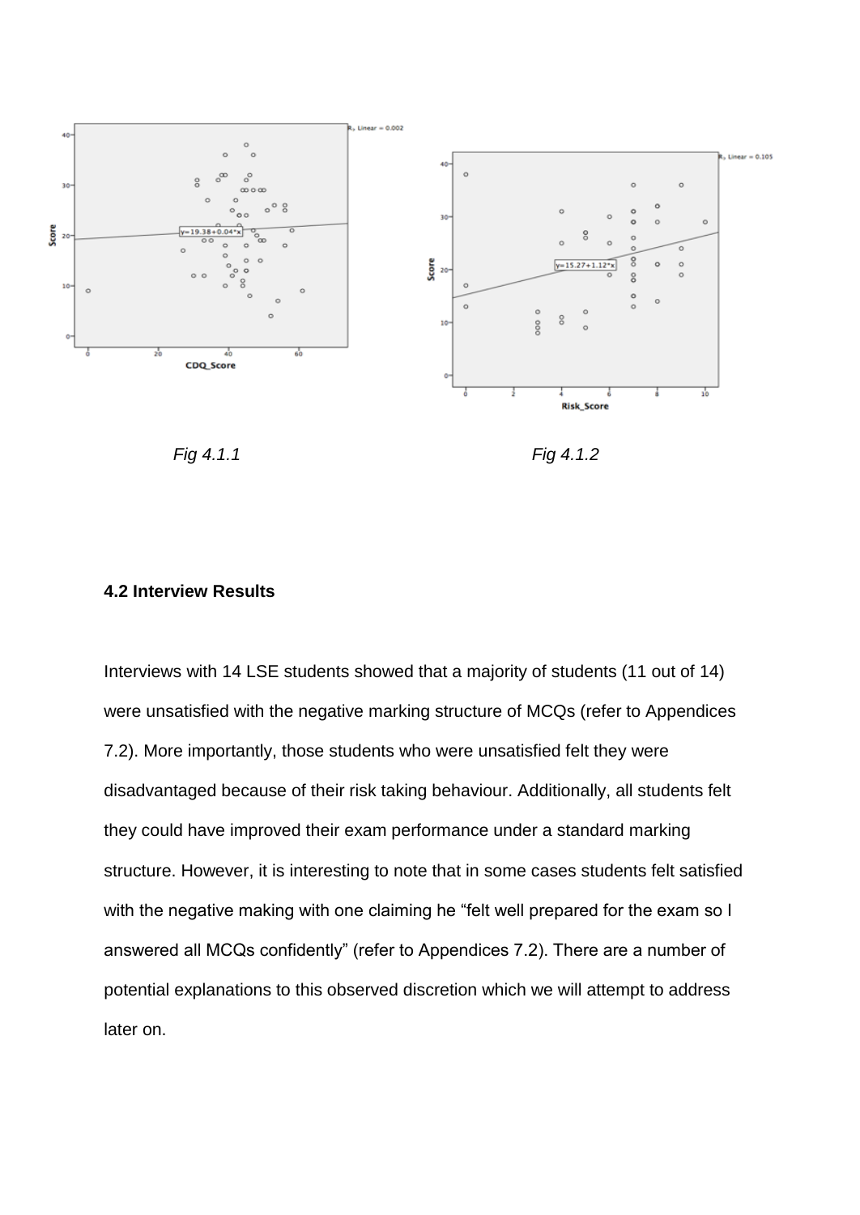*Fig 4.1.1*

*Fig 4.1.2*

**4.2 Interview Results**

Interviews with 14 LSE students showed that a majority of students (11 out of 14) were unsatisfied with the negative marking structure of MCQs (refer to Appendices 7.2). More importantly, those students who were unsatisfied felt they were disadvantaged because of their risk taking behaviour. Additionally, all students felt they could have improved their exam performance under a standard marking structure. However, it is interesting to note that in some cases students felt satisfied with the negative making with one claiming he "felt well prepared for the exam so I answered all MCQs confidently" (refer to Appendices 7.2). There are a number of potential explanations to this observed discretion which we will attempt to address later on.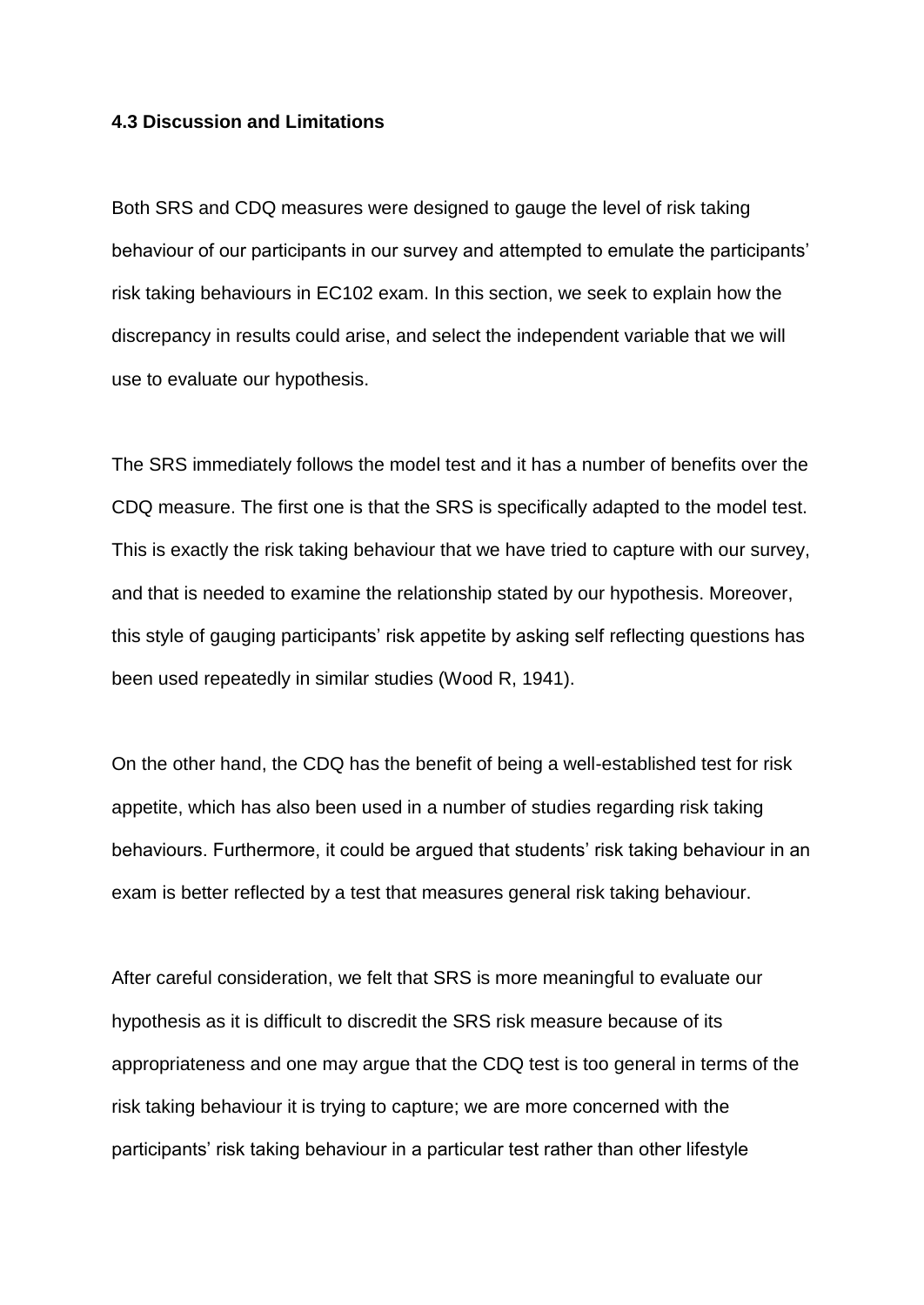**4.3 Discussion and Limitations**

Both SRS and CDQ measures were designed to gauge the level of risk taking behaviour of our participants in our survey and attempted to emulate the participants' risk taking behaviours in EC102 exam. In this section, we seek to explain how the discrepancy in results could arise, and select the independent variable that we will use to evaluate our hypothesis.

The SRS immediately follows the model test and it has a number of benefits over the CDQ measure. The first one is that the SRS is specifically adapted to the model test. This is exactly the risk taking behaviour that we have tried to capture with our survey, and that is needed to examine the relationship stated by our hypothesis. Moreover, this style of gauging participants' risk appetite by asking self reflecting questions has been used repeatedly in similar studies (Wood R, 1941).

On the other hand, the CDQ has the benefit of being a well-established test for risk appetite, which has also been used in a number of studies regarding risk taking behaviours. Furthermore, it could be argued that students' risk taking behaviour in an exam is better reflected by a test that measures general risk taking behaviour.

After careful consideration, we felt that SRS is more meaningful to evaluate our hypothesis as it is difficult to discredit the SRS risk measure because of its appropriateness and one may argue that the CDQ test is too general in terms of the risk taking behaviour it is trying to capture; we are more concerned with the participants' risk taking behaviour in a particular test rather than other lifestyle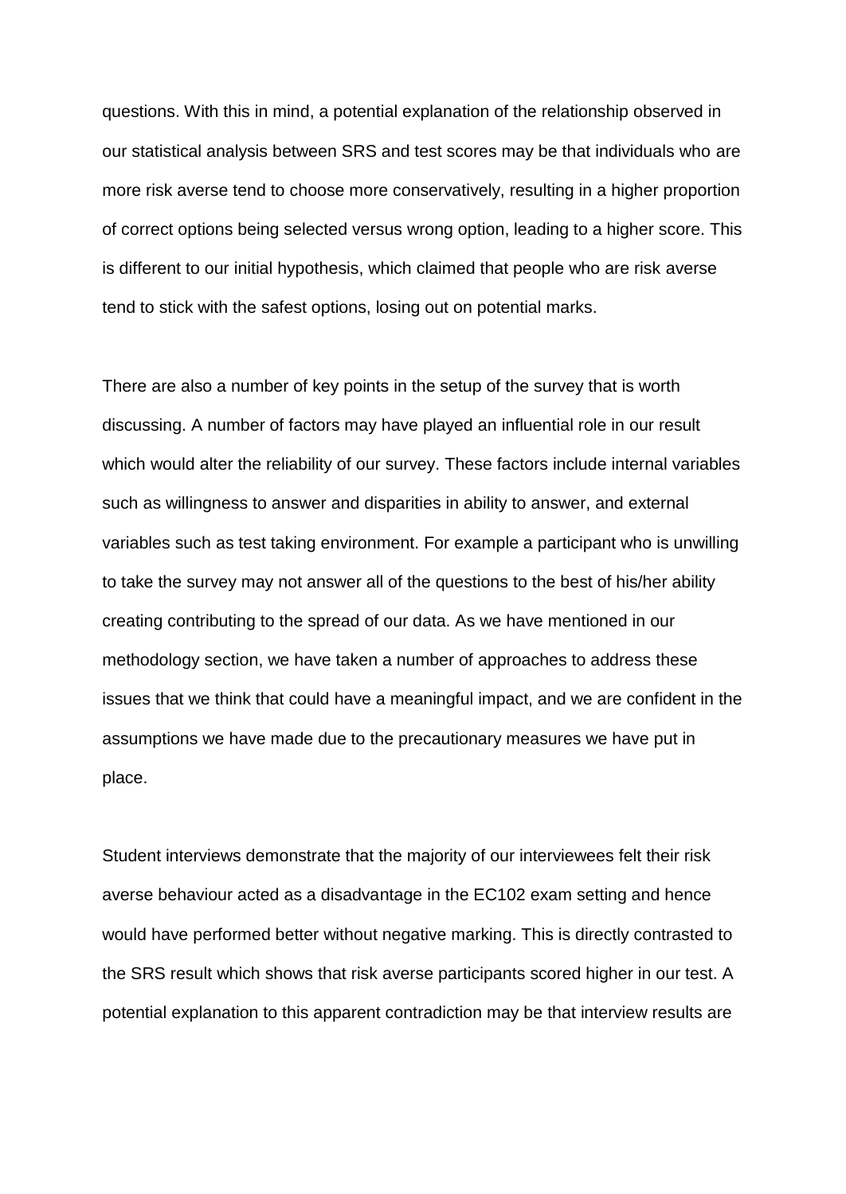questions. With this in mind, a potential explanation of the relationship observed in our statistical analysis between SRS and test scores may be that individuals who are more risk averse tend to choose more conservatively, resulting in a higher proportion of correct options being selected versus wrong option, leading to a higher score. This is different to our initial hypothesis, which claimed that people who are risk averse tend to stick with the safest options, losing out on potential marks.

There are also a number of key points in the setup of the survey that is worth discussing. A number of factors may have played an influential role in our result which would alter the reliability of our survey. These factors include internal variables such as willingness to answer and disparities in ability to answer, and external variables such as test taking environment. For example a participant who is unwilling to take the survey may not answer all of the questions to the best of his/her ability creating contributing to the spread of our data. As we have mentioned in our methodology section, we have taken a number of approaches to address these issues that we think that could have a meaningful impact, and we are confident in the assumptions we have made due to the precautionary measures we have put in place.

Student interviews demonstrate that the majority of our interviewees felt their risk averse behaviour acted as a disadvantage in the EC102 exam setting and hence would have performed better without negative marking. This is directly contrasted to the SRS result which shows that risk averse participants scored higher in our test. A potential explanation to this apparent contradiction may be that interview results are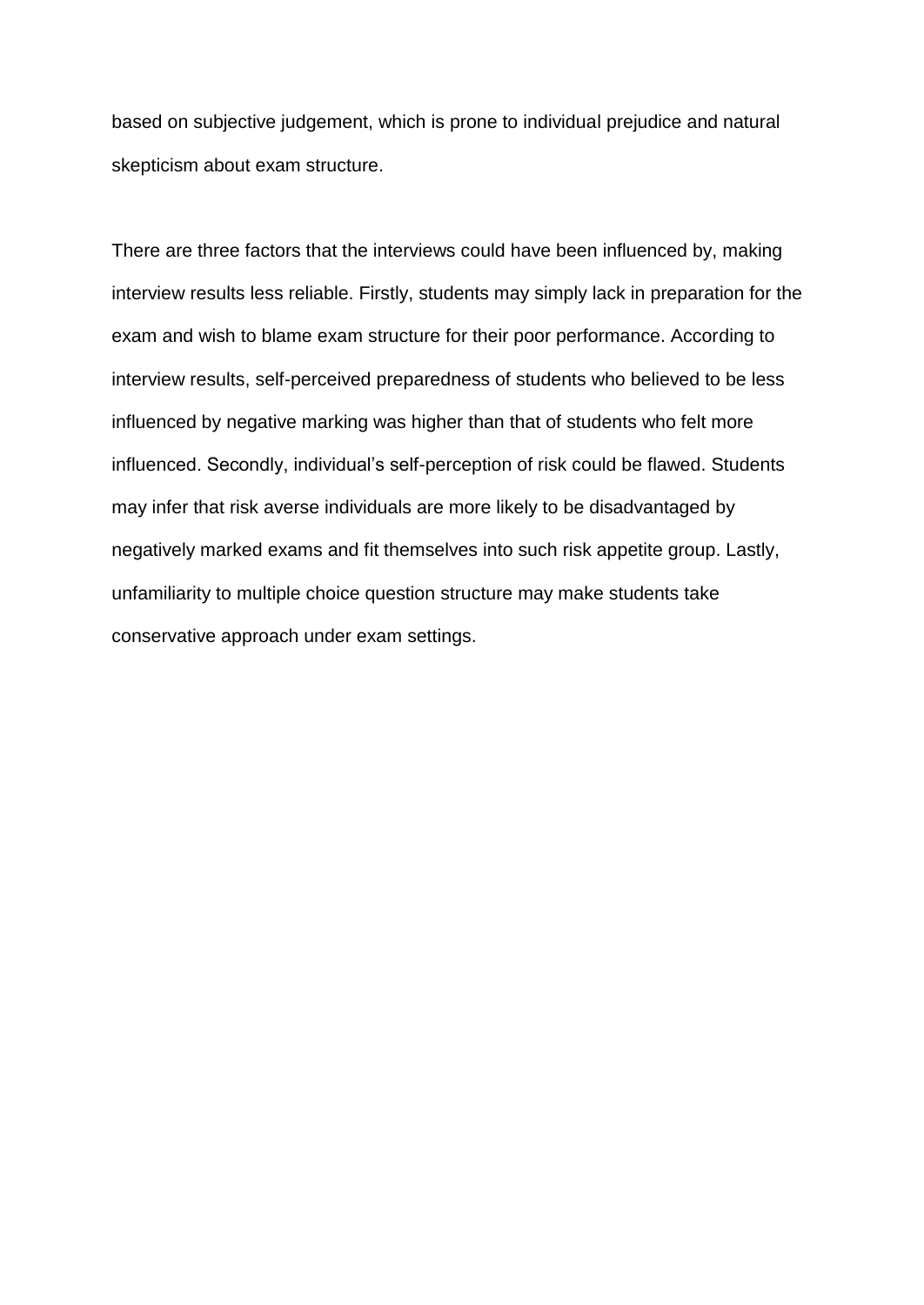based on subjective judgement, which is prone to individual prejudice and natural skepticism about exam structure.

There are three factors that the interviews could have been influenced by, making interview results less reliable. Firstly, students may simply lack in preparation for the exam and wish to blame exam structure for their poor performance. According to interview results, self-perceived preparedness of students who believed to be less influenced by negative marking was higher than that of students who felt more influenced. Secondly, individual's self-perception of risk could be flawed. Students may infer that risk averse individuals are more likely to be disadvantaged by negatively marked exams and fit themselves into such risk appetite group. Lastly, unfamiliarity to multiple choice question structure may make students take conservative approach under exam settings.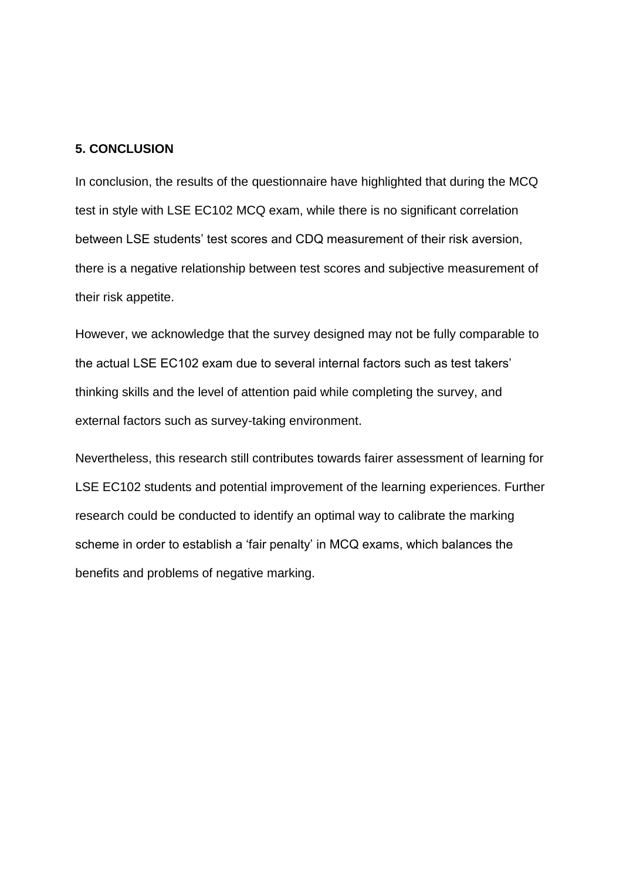## 5. CONCLUSION

In conclusion, the results of the questionnaire have highlighted that during the MCQ test in style with LSE EC102 MCQ exam, while there is no significant correlation between LSE students' test scores and CDQ measurement of their risk aversion, there is a negative relationship between test scores and subjective measurement of their risk appetite.

However, we acknowledge that the survey designed may not be fully comparable to the actual LSE EC102 exam due to several internal factors such as test takers' thinking skills and the level of attention paid while completing the survey, and external factors such as survey-taking environment.

Nevertheless, this research still contributes towards fairer assessment of learning for LSE EC102 students and potential improvement of the learning experiences. Further research could be conducted to identify an optimal way to calibrate the marking scheme in order to establish a 'fair penalty' in MCQ exams, which balances the benefits and problems of negative marking.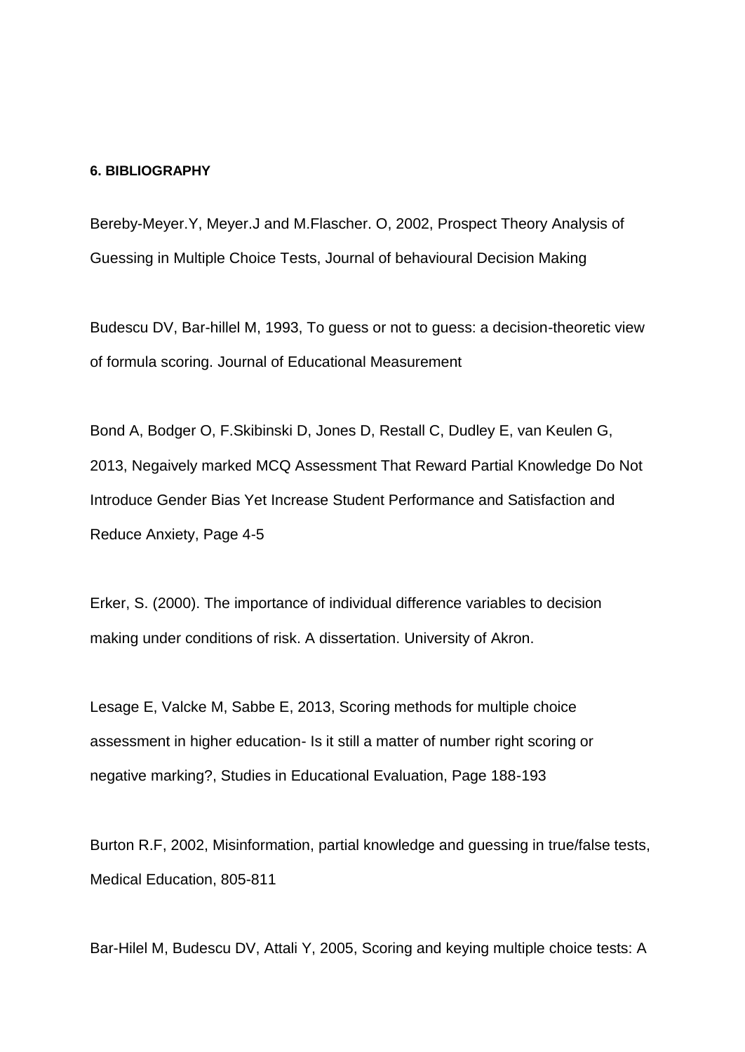#### 6. BIBLIOGRAPHY

Bereby-Meyer.Y, Meyer.J and M.Flascher. O, 2002, Prospect Theory Analysis of Guessing in Multiple Choice Tests, Journal of behavioural Decision Making

Budescu DV, Bar-hillel M, 1993, To guess or not to guess: a decision-theoretic view of formula scoring. Journal of Educational Measurement

Bond A, Bodger O, F.Skibinski D, Jones D, Restall C, Dudley E, van Keulen G, 2013, Negaively marked MCQ Assessment That Reward Partial Knowledge Do Not Introduce Gender Bias Yet Increase Student Performance and Satisfaction and Reduce Anxiety, Page 4-5

Erker, S. (2000). The importance of individual difference variables to decision making under conditions of risk. A dissertation. University of Akron.

Lesage E, Valcke M, Sabbe E, 2013, Scoring methods for multiple choice assessment in higher education- Is it still a matter of number right scoring or negative marking?, Studies in Educational Evaluation, Page 188-193

Burton R.F, 2002, Misinformation, partial knowledge and guessing in true/false tests, Medical Education, 805-811

Bar-Hilel M, Budescu DV, Attali Y, 2005, Scoring and keying multiple choice tests: A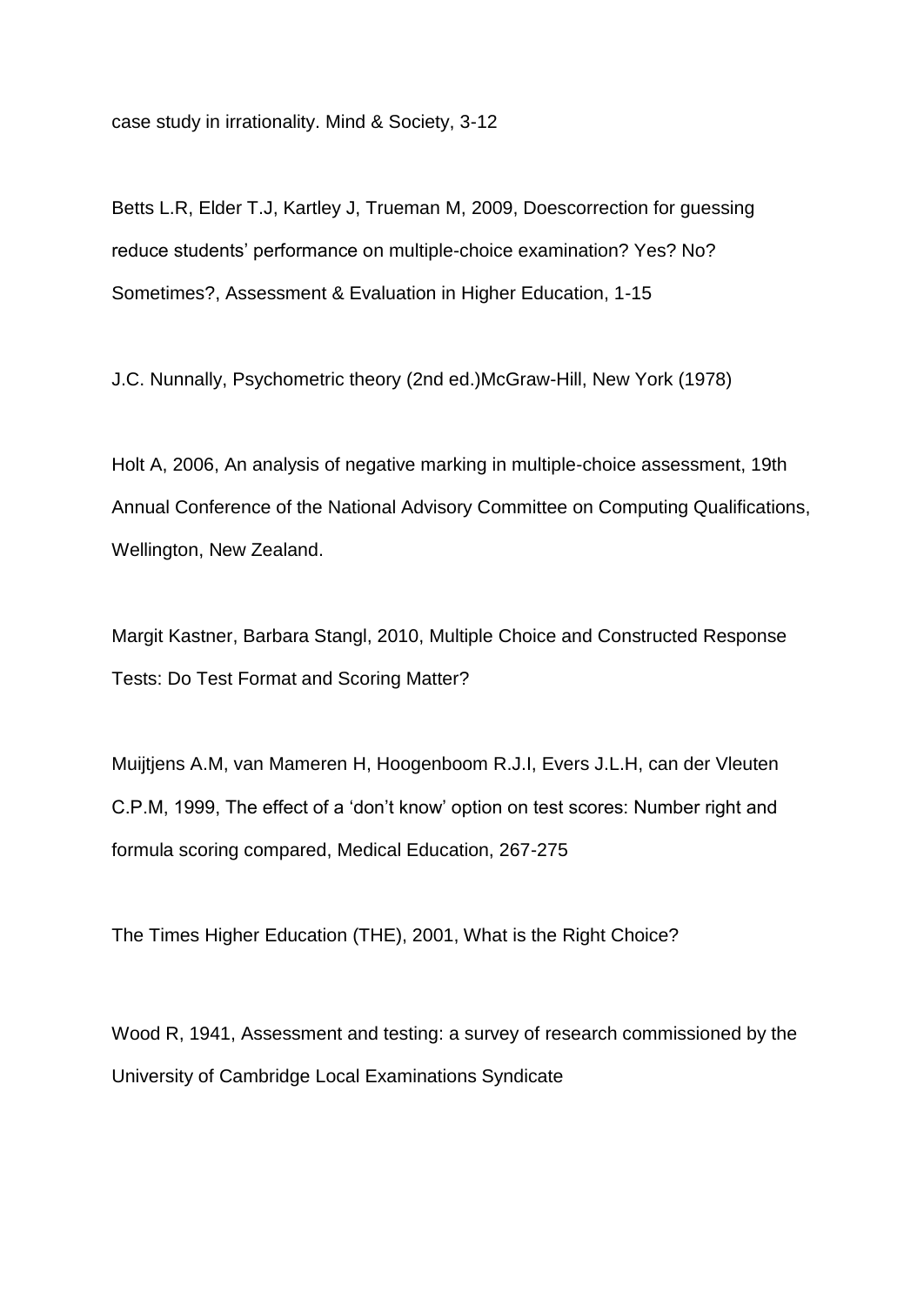case study in irrationality. Mind & Society, 3-12

Betts L.R, Elder T.J, Kartley J, Trueman M, 2009, Doescorrection for guessing reduce students' performance on multiple-choice examination? Yes? No? Sometimes?, Assessment & Evaluation in Higher Education, 1-15

J.C. Nunnally, Psychometric theory (2nd ed.)McGraw-Hill, New York (1978)

Holt A, 2006, An analysis of negative marking in multiple-choice assessment, 19th Annual Conference of the National Advisory Committee on Computing Qualifications, Wellington, New Zealand.

Margit Kastner, Barbara Stangl, 2010, Multiple Choice and Constructed Response Tests: Do Test Format and Scoring Matter?

Muijtjens A.M, van Mameren H, Hoogenboom R.J.I, Evers J.L.H, can der Vleuten C.P.M, 1999, The effect of a 'don't know' option on test scores: Number right and formula scoring compared, Medical Education, 267-275

The Times Higher Education (THE), 2001, What is the Right Choice?

Wood R, 1941, Assessment and testing: a survey of research commissioned by the University of Cambridge Local Examinations Syndicate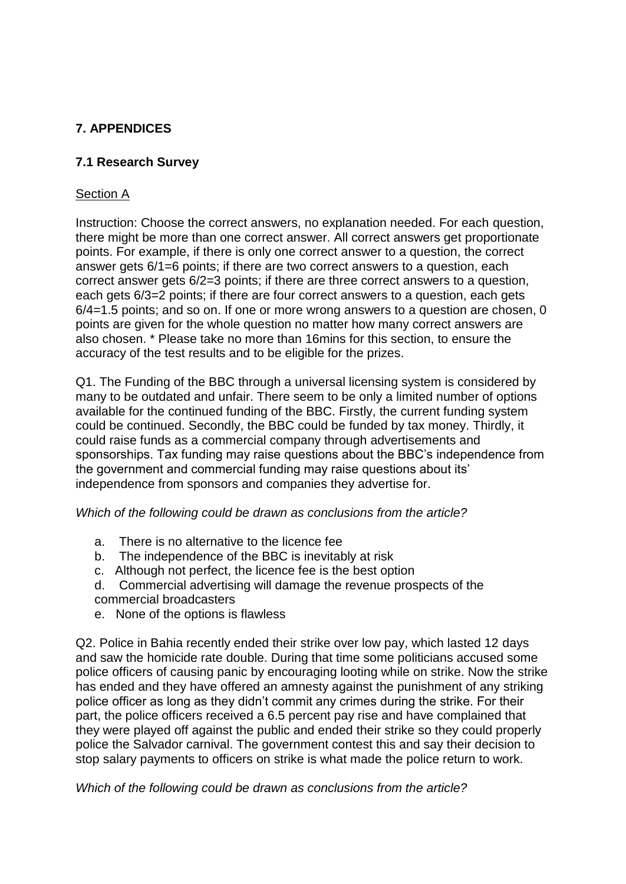## 7. APPENDICES

### 7.1 Research Survey

Section A

Instruction: Choose the correct answers, no explanation needed. For each question, there might be more than one correct answer. All correct answers get proportionate points. For example, if there is only one correct answer to a question, the correct answer gets 6/1=6 points; if there are two correct answers to a question, each correct answer gets 6/2=3 points; if there are three correct answers to a question, each gets 6/3=2 points; if there are four correct answers to a question, each gets 6/4=1.5 points; and so on. If one or more wrong answers to a question are chosen, 0 points are given for the whole question no matter how many correct answers are also chosen. * Please take no more than 16mins for this section, to ensure the accuracy of the test results and to be eligible for the prizes.

Q1. The Funding of the BBC through a universal licensing system is considered by many to be outdated and unfair. There seem to be only a limited number of options available for the continued funding of the BBC. Firstly, the current funding system could be continued. Secondly, the BBC could be funded by tax money. Thirdly, it could raise funds as a commercial company through advertisements and sponsorships. Tax funding may raise questions about the BBC's independence from the government and commercial funding may raise questions about its' independence from sponsors and companies they advertise for.

*Which of the following could be drawn as conclusions from the article?*

a. There is no alternative to the licence fee
b. The independence of the BBC is inevitably at risk
c. Although not perfect, the licence fee is the best option
d. Commercial advertising will damage the revenue prospects of the commercial broadcasters
e. None of the options is flawless

Q2. Police in Bahia recently ended their strike over low pay, which lasted 12 days and saw the homicide rate double. During that time some politicians accused some police officers of causing panic by encouraging looting while on strike. Now the strike has ended and they have offered an amnesty against the punishment of any striking police officer as long as they didn't commit any crimes during the strike. For their part, the police officers received a 6.5 percent pay rise and have complained that they were played off against the public and ended their strike so they could properly police the Salvador carnival. The government contest this and say their decision to stop salary payments to officers on strike is what made the police return to work.

*Which of the following could be drawn as conclusions from the article?*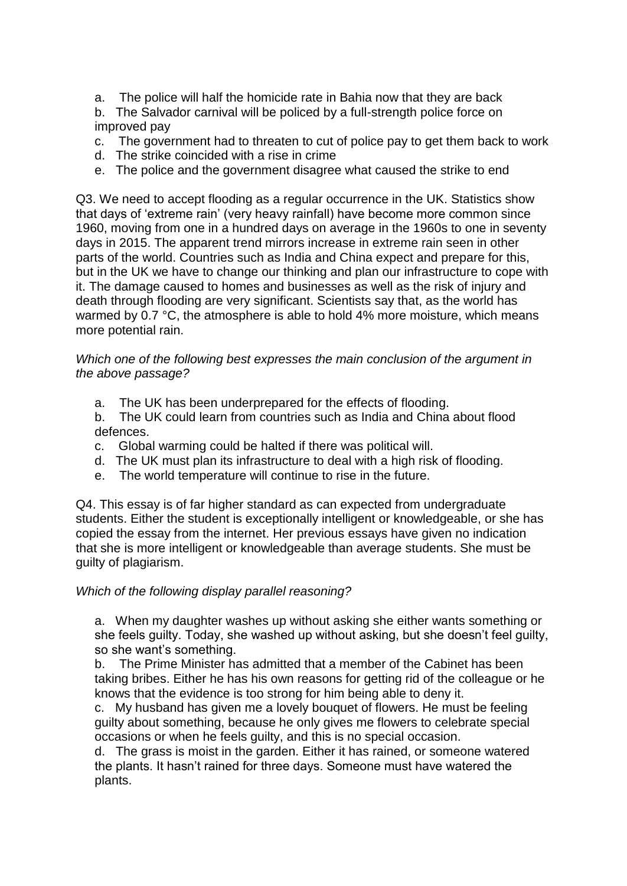a. The police will half the homicide rate in Bahia now that they are back

b. The Salvador carnival will be policed by a full-strength police force on improved pay

c. The government had to threaten to cut of police pay to get them back to work

d. The strike coincided with a rise in crime

e. The police and the government disagree what caused the strike to end

Q3. We need to accept flooding as a regular occurrence in the UK. Statistics show that days of 'extreme rain' (very heavy rainfall) have become more common since 1960, moving from one in a hundred days on average in the 1960s to one in seventy days in 2015. The apparent trend mirrors increase in extreme rain seen in other parts of the world. Countries such as India and China expect and prepare for this, but in the UK we have to change our thinking and plan our infrastructure to cope with it. The damage caused to homes and businesses as well as the risk of injury and death through flooding are very significant. Scientists say that, as the world has warmed by 0.7 °C, the atmosphere is able to hold 4% more moisture, which means more potential rain.

*Which one of the following best expresses the main conclusion of the argument in the above passage?*

a. The UK has been underprepared for the effects of flooding.

b. The UK could learn from countries such as India and China about flood defences.

c. Global warming could be halted if there was political will.

d. The UK must plan its infrastructure to deal with a high risk of flooding.

e. The world temperature will continue to rise in the future.

Q4. This essay is of far higher standard as can expected from undergraduate students. Either the student is exceptionally intelligent or knowledgeable, or she has copied the essay from the internet. Her previous essays have given no indication that she is more intelligent or knowledgeable than average students. She must be guilty of plagiarism.

*Which of the following display parallel reasoning?*

a. When my daughter washes up without asking she either wants something or she feels guilty. Today, she washed up without asking, but she doesn't feel guilty, so she want's something.

b. The Prime Minister has admitted that a member of the Cabinet has been taking bribes. Either he has his own reasons for getting rid of the colleague or he knows that the evidence is too strong for him being able to deny it.

c. My husband has given me a lovely bouquet of flowers. He must be feeling guilty about something, because he only gives me flowers to celebrate special occasions or when he feels guilty, and this is no special occasion.

d. The grass is moist in the garden. Either it has rained, or someone watered the plants. It hasn't rained for three days. Someone must have watered the plants.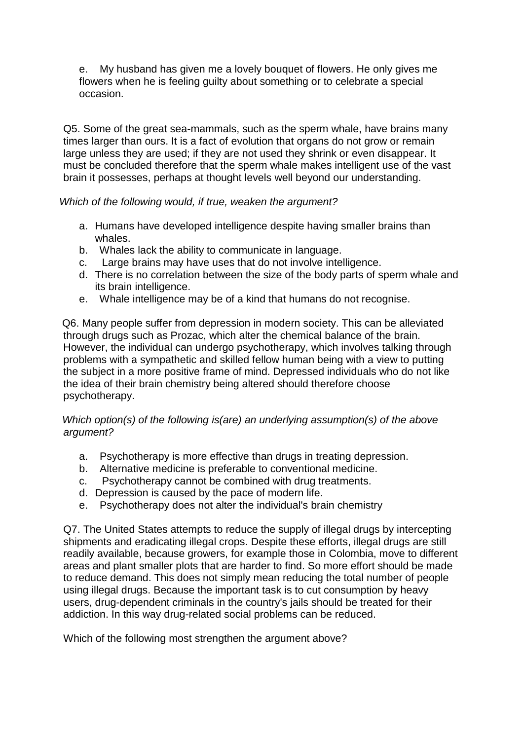e. My husband has given me a lovely bouquet of flowers. He only gives me flowers when he is feeling guilty about something or to celebrate a special occasion.

Q5. Some of the great sea-mammals, such as the sperm whale, have brains many times larger than ours. It is a fact of evolution that organs do not grow or remain large unless they are used; if they are not used they shrink or even disappear. It must be concluded therefore that the sperm whale makes intelligent use of the vast brain it possesses, perhaps at thought levels well beyond our understanding.

*Which of the following would, if true, weaken the argument?*

a. Humans have developed intelligence despite having smaller brains than whales.
b. Whales lack the ability to communicate in language.
c. Large brains may have uses that do not involve intelligence.
d. There is no correlation between the size of the body parts of sperm whale and its brain intelligence.
e. Whale intelligence may be of a kind that humans do not recognise.

Q6. Many people suffer from depression in modern society. This can be alleviated through drugs such as Prozac, which alter the chemical balance of the brain. However, the individual can undergo psychotherapy, which involves talking through problems with a sympathetic and skilled fellow human being with a view to putting the subject in a more positive frame of mind. Depressed individuals who do not like the idea of their brain chemistry being altered should therefore choose psychotherapy.

*Which option(s) of the following is(are) an underlying assumption(s) of the above argument?*

a. Psychotherapy is more effective than drugs in treating depression.
b. Alternative medicine is preferable to conventional medicine.
c. Psychotherapy cannot be combined with drug treatments.
d. Depression is caused by the pace of modern life.
e. Psychotherapy does not alter the individual's brain chemistry

Q7. The United States attempts to reduce the supply of illegal drugs by intercepting shipments and eradicating illegal crops. Despite these efforts, illegal drugs are still readily available, because growers, for example those in Colombia, move to different areas and plant smaller plots that are harder to find. So more effort should be made to reduce demand. This does not simply mean reducing the total number of people using illegal drugs. Because the important task is to cut consumption by heavy users, drug-dependent criminals in the country's jails should be treated for their addiction. In this way drug-related social problems can be reduced.

Which of the following most strengthen the argument above?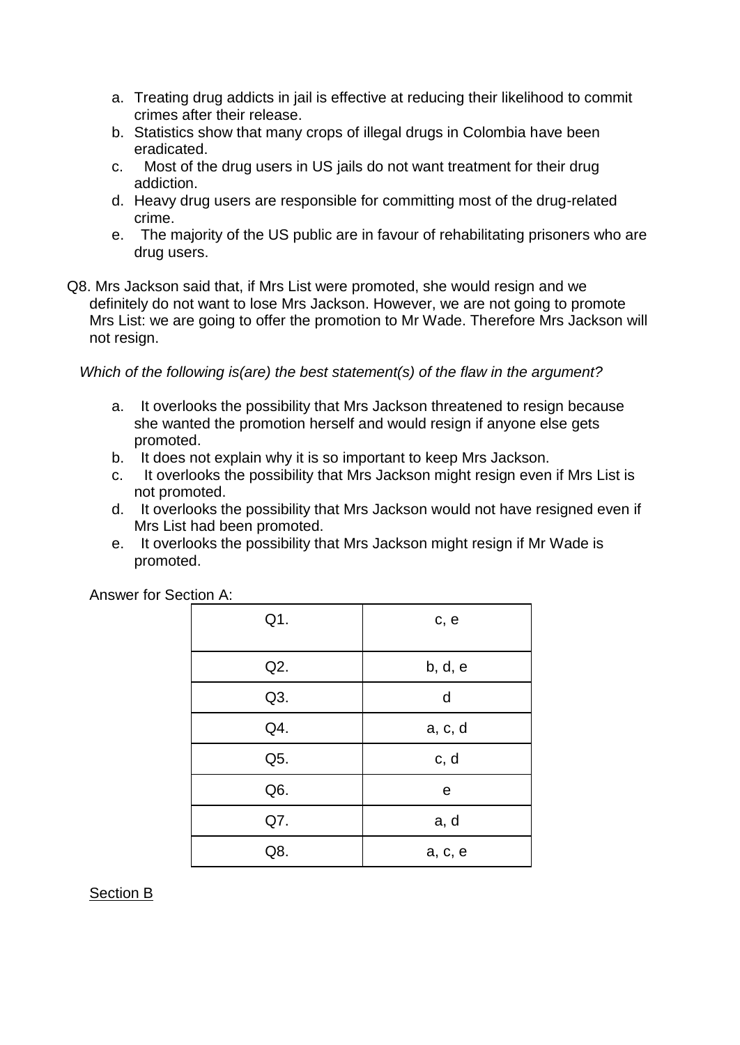a. Treating drug addicts in jail is effective at reducing their likelihood to commit crimes after their release.
b. Statistics show that many crops of illegal drugs in Colombia have been eradicated.
c. Most of the drug users in US jails do not want treatment for their drug addiction.
d. Heavy drug users are responsible for committing most of the drug-related crime.
e. The majority of the US public are in favour of rehabilitating prisoners who are drug users.

Q8. Mrs Jackson said that, if Mrs List were promoted, she would resign and we definitely do not want to lose Mrs Jackson. However, we are not going to promote Mrs List: we are going to offer the promotion to Mr Wade. Therefore Mrs Jackson will not resign.

*Which of the following is(are) the best statement(s) of the flaw in the argument?*

a. It overlooks the possibility that Mrs Jackson threatened to resign because she wanted the promotion herself and would resign if anyone else gets promoted.
b. It does not explain why it is so important to keep Mrs Jackson.
c. It overlooks the possibility that Mrs Jackson might resign even if Mrs List is not promoted.
d. It overlooks the possibility that Mrs Jackson would not have resigned even if Mrs List had been promoted.
e. It overlooks the possibility that Mrs Jackson might resign if Mr Wade is promoted.

Answer for Section A:

| Question | Answer |
|---|---|
| Q1. | c, e |
| Q2. | b, d, e |
| Q3. | d |
| Q4. | a, c, d |
| Q5. | c, d |
| Q6. | e |
| Q7. | a, d |
| Q8. | a, c, e |

Section B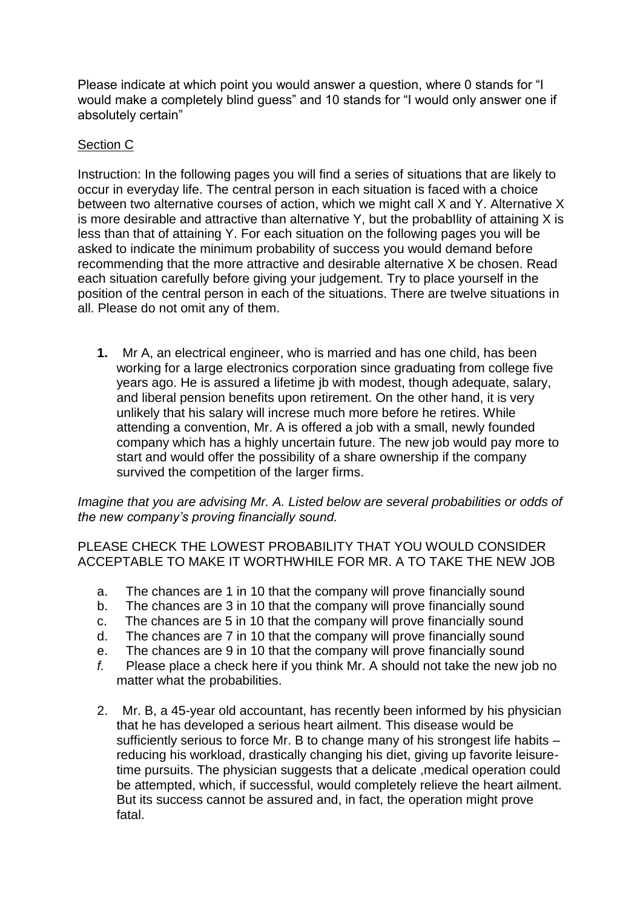Please indicate at which point you would answer a question, where 0 stands for "I would make a completely blind guess" and 10 stands for "I would only answer one if absolutely certain"

Section C

Instruction: In the following pages you will find a series of situations that are likely to occur in everyday life. The central person in each situation is faced with a choice between two alternative courses of action, which we might call X and Y. Alternative X is more desirable and attractive than alternative Y, but the probabIlity of attaining X is less than that of attaining Y. For each situation on the following pages you will be asked to indicate the minimum probability of success you would demand before recommending that the more attractive and desirable alternative X be chosen. Read each situation carefully before giving your judgement. Try to place yourself in the position of the central person in each of the situations. There are twelve situations in all. Please do not omit any of them.

1. Mr A, an electrical engineer, who is married and has one child, has been working for a large electronics corporation since graduating from college five years ago. He is assured a lifetime jb with modest, though adequate, salary, and liberal pension benefits upon retirement. On the other hand, it is very unlikely that his salary will increse much more before he retires. While attending a convention, Mr. A is offered a job with a small, newly founded company which has a highly uncertain future. The new job would pay more to start and would offer the possibility of a share ownership if the company survived the competition of the larger firms.

*Imagine that you are advising Mr. A. Listed below are several probabilities or odds of the new company's proving financially sound.*

PLEASE CHECK THE LOWEST PROBABILITY THAT YOU WOULD CONSIDER ACCEPTABLE TO MAKE IT WORTHWHILE FOR MR. A TO TAKE THE NEW JOB

a. The chances are 1 in 10 that the company will prove financially sound
b. The chances are 3 in 10 that the company will prove financially sound
c. The chances are 5 in 10 that the company will prove financially sound
d. The chances are 7 in 10 that the company will prove financially sound
e. The chances are 9 in 10 that the company will prove financially sound
*f.* Please place a check here if you think Mr. A should not take the new job no matter what the probabilities.

2. Mr. B, a 45-year old accountant, has recently been informed by his physician that he has developed a serious heart ailment. This disease would be sufficiently serious to force Mr. B to change many of his strongest life habits – reducing his workload, drastically changing his diet, giving up favorite leisure-time pursuits. The physician suggests that a delicate ,medical operation could be attempted, which, if successful, would completely relieve the heart ailment. But its success cannot be assured and, in fact, the operation might prove fatal.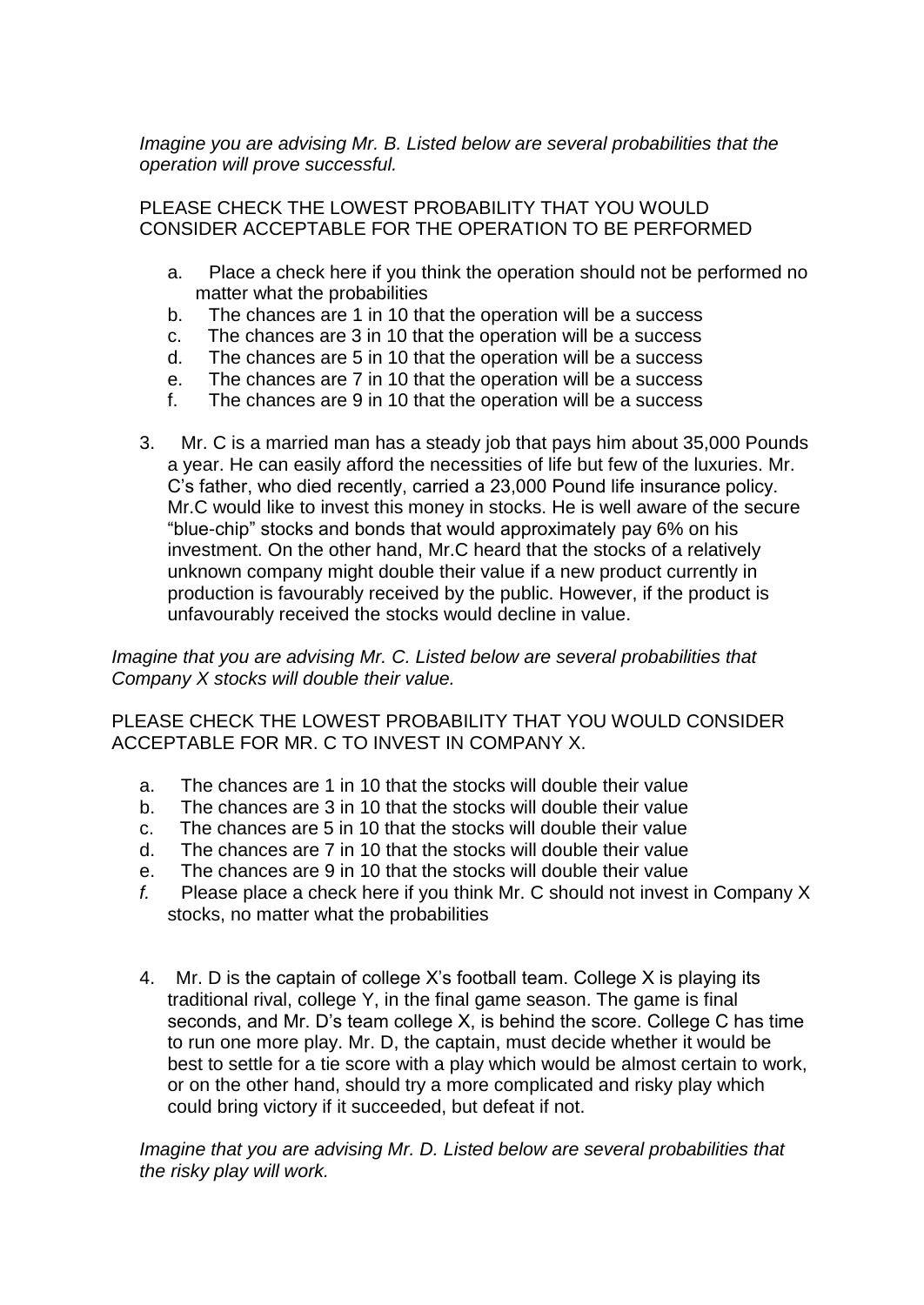*Imagine you are advising Mr. B. Listed below are several probabilities that the operation will prove successful.*

PLEASE CHECK THE LOWEST PROBABILITY THAT YOU WOULD CONSIDER ACCEPTABLE FOR THE OPERATION TO BE PERFORMED

a. Place a check here if you think the operation should not be performed no matter what the probabilities
b. The chances are 1 in 10 that the operation will be a success
c. The chances are 3 in 10 that the operation will be a success
d. The chances are 5 in 10 that the operation will be a success
e. The chances are 7 in 10 that the operation will be a success
f. The chances are 9 in 10 that the operation will be a success

3. Mr. C is a married man has a steady job that pays him about 35,000 Pounds a year. He can easily afford the necessities of life but few of the luxuries. Mr. C's father, who died recently, carried a 23,000 Pound life insurance policy. Mr.C would like to invest this money in stocks. He is well aware of the secure "blue-chip" stocks and bonds that would approximately pay 6% on his investment. On the other hand, Mr.C heard that the stocks of a relatively unknown company might double their value if a new product currently in production is favourably received by the public. However, if the product is unfavourably received the stocks would decline in value.

*Imagine that you are advising Mr. C. Listed below are several probabilities that Company X stocks will double their value.*

PLEASE CHECK THE LOWEST PROBABILITY THAT YOU WOULD CONSIDER ACCEPTABLE FOR MR. C TO INVEST IN COMPANY X.

a. The chances are 1 in 10 that the stocks will double their value
b. The chances are 3 in 10 that the stocks will double their value
c. The chances are 5 in 10 that the stocks will double their value
d. The chances are 7 in 10 that the stocks will double their value
e. The chances are 9 in 10 that the stocks will double their value
*f.* Please place a check here if you think Mr. C should not invest in Company X stocks, no matter what the probabilities

4. Mr. D is the captain of college X's football team. College X is playing its traditional rival, college Y, in the final game season. The game is final seconds, and Mr. D's team college X, is behind the score. College C has time to run one more play. Mr. D, the captain, must decide whether it would be best to settle for a tie score with a play which would be almost certain to work, or on the other hand, should try a more complicated and risky play which could bring victory if it succeeded, but defeat if not.

*Imagine that you are advising Mr. D. Listed below are several probabilities that the risky play will work.*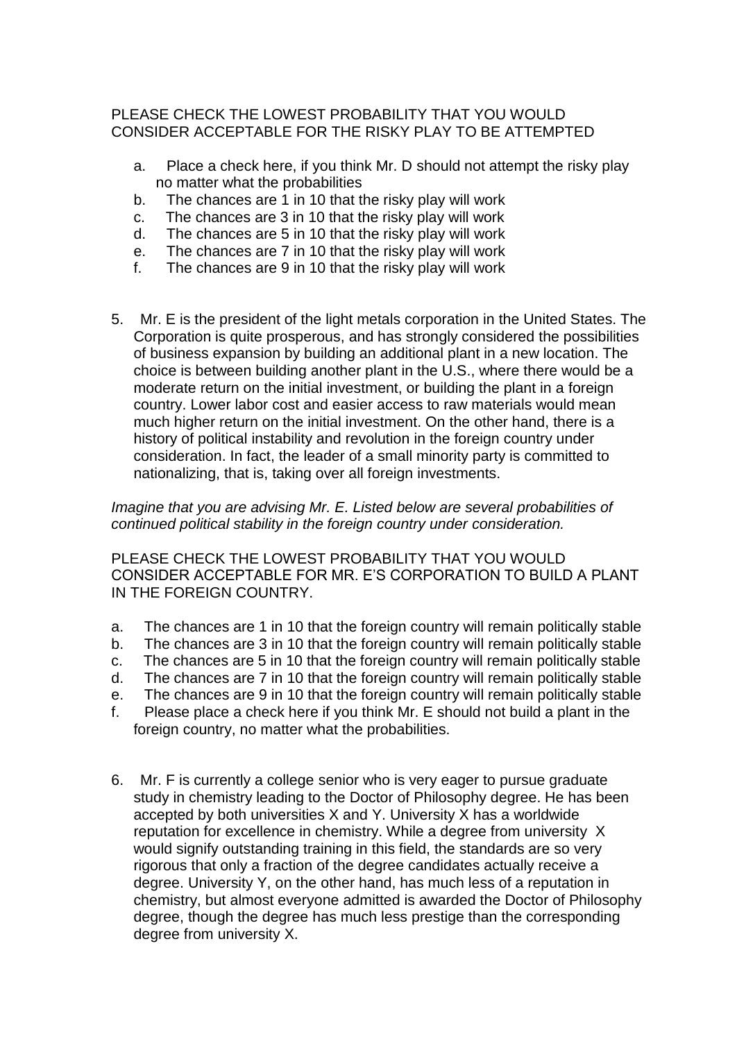PLEASE CHECK THE LOWEST PROBABILITY THAT YOU WOULD CONSIDER ACCEPTABLE FOR THE RISKY PLAY TO BE ATTEMPTED

- a. Place a check here, if you think Mr. D should not attempt the risky play no matter what the probabilities
- b. The chances are 1 in 10 that the risky play will work
- c. The chances are 3 in 10 that the risky play will work
- d. The chances are 5 in 10 that the risky play will work
- e. The chances are 7 in 10 that the risky play will work
- f. The chances are 9 in 10 that the risky play will work

5. Mr. E is the president of the light metals corporation in the United States. The Corporation is quite prosperous, and has strongly considered the possibilities of business expansion by building an additional plant in a new location. The choice is between building another plant in the U.S., where there would be a moderate return on the initial investment, or building the plant in a foreign country. Lower labor cost and easier access to raw materials would mean much higher return on the initial investment. On the other hand, there is a history of political instability and revolution in the foreign country under consideration. In fact, the leader of a small minority party is committed to nationalizing, that is, taking over all foreign investments.

*Imagine that you are advising Mr. E. Listed below are several probabilities of continued political stability in the foreign country under consideration.*

PLEASE CHECK THE LOWEST PROBABILITY THAT YOU WOULD CONSIDER ACCEPTABLE FOR MR. E'S CORPORATION TO BUILD A PLANT IN THE FOREIGN COUNTRY.

- a. The chances are 1 in 10 that the foreign country will remain politically stable
- b. The chances are 3 in 10 that the foreign country will remain politically stable
- c. The chances are 5 in 10 that the foreign country will remain politically stable
- d. The chances are 7 in 10 that the foreign country will remain politically stable
- e. The chances are 9 in 10 that the foreign country will remain politically stable
- f. Please place a check here if you think Mr. E should not build a plant in the foreign country, no matter what the probabilities.

6. Mr. F is currently a college senior who is very eager to pursue graduate study in chemistry leading to the Doctor of Philosophy degree. He has been accepted by both universities X and Y. University X has a worldwide reputation for excellence in chemistry. While a degree from university X would signify outstanding training in this field, the standards are so very rigorous that only a fraction of the degree candidates actually receive a degree. University Y, on the other hand, has much less of a reputation in chemistry, but almost everyone admitted is awarded the Doctor of Philosophy degree, though the degree has much less prestige than the corresponding degree from university X.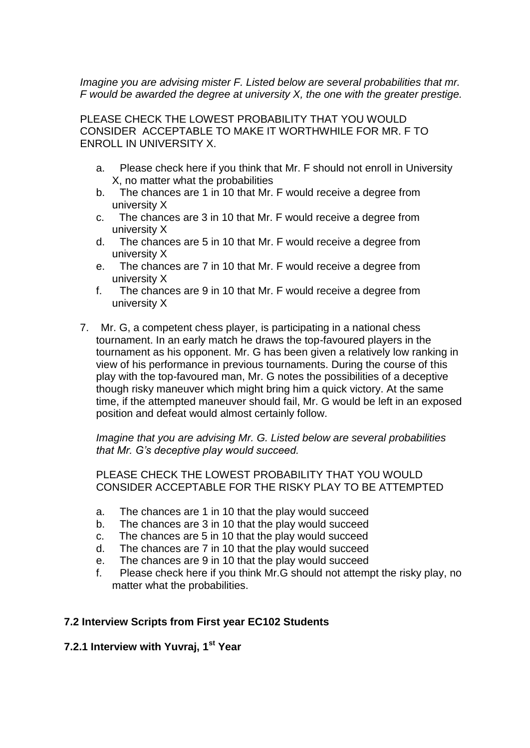*Imagine you are advising mister F. Listed below are several probabilities that mr. F would be awarded the degree at university X, the one with the greater prestige.*

PLEASE CHECK THE LOWEST PROBABILITY THAT YOU WOULD CONSIDER ACCEPTABLE TO MAKE IT WORTHWHILE FOR MR. F TO ENROLL IN UNIVERSITY X.

a. Please check here if you think that Mr. F should not enroll in University X, no matter what the probabilities
b. The chances are 1 in 10 that Mr. F would receive a degree from university X
c. The chances are 3 in 10 that Mr. F would receive a degree from university X
d. The chances are 5 in 10 that Mr. F would receive a degree from university X
e. The chances are 7 in 10 that Mr. F would receive a degree from university X
f. The chances are 9 in 10 that Mr. F would receive a degree from university X

7. Mr. G, a competent chess player, is participating in a national chess tournament. In an early match he draws the top-favoured players in the tournament as his opponent. Mr. G has been given a relatively low ranking in view of his performance in previous tournaments. During the course of this play with the top-favoured man, Mr. G notes the possibilities of a deceptive though risky maneuver which might bring him a quick victory. At the same time, if the attempted maneuver should fail, Mr. G would be left in an exposed position and defeat would almost certainly follow.

   *Imagine that you are advising Mr. G. Listed below are several probabilities that Mr. G's deceptive play would succeed.*

   PLEASE CHECK THE LOWEST PROBABILITY THAT YOU WOULD CONSIDER ACCEPTABLE FOR THE RISKY PLAY TO BE ATTEMPTED

   a. The chances are 1 in 10 that the play would succeed
   b. The chances are 3 in 10 that the play would succeed
   c. The chances are 5 in 10 that the play would succeed
   d. The chances are 7 in 10 that the play would succeed
   e. The chances are 9 in 10 that the play would succeed
   f. Please check here if you think Mr.G should not attempt the risky play, no matter what the probabilities.

### 7.2 Interview Scripts from First year EC102 Students

#### 7.2.1 Interview with Yuvraj, 1st Year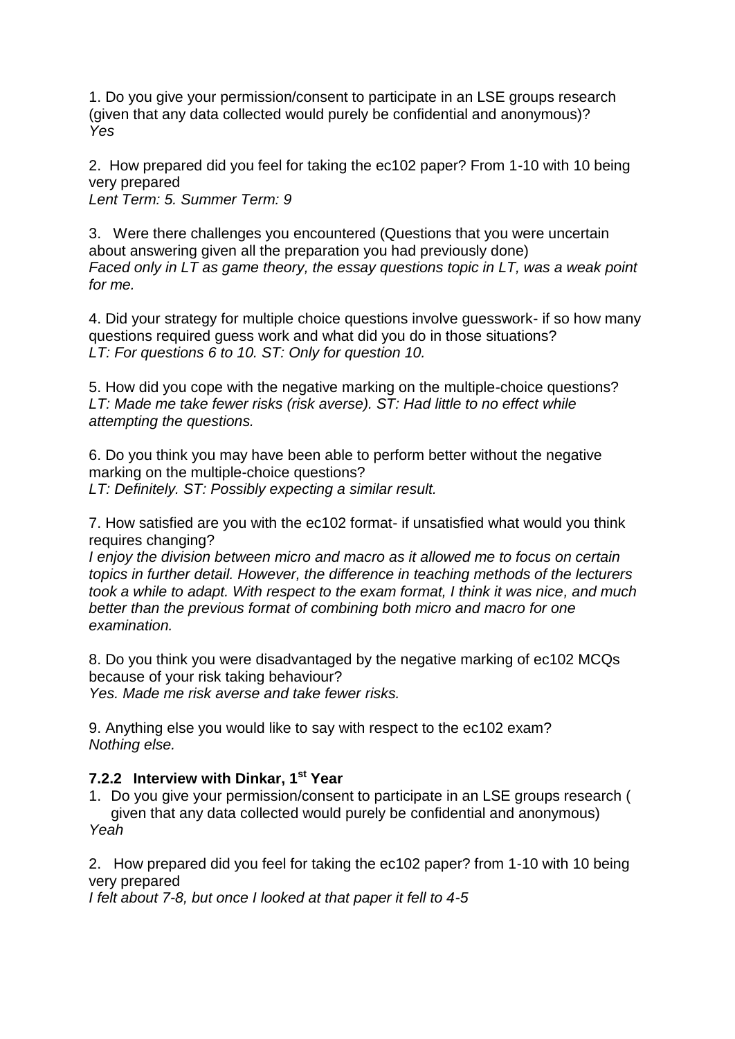1. Do you give your permission/consent to participate in an LSE groups research (given that any data collected would purely be confidential and anonymous)?
*Yes*

2. How prepared did you feel for taking the ec102 paper? From 1-10 with 10 being very prepared
*Lent Term: 5. Summer Term: 9*

3. Were there challenges you encountered (Questions that you were uncertain about answering given all the preparation you had previously done)
*Faced only in LT as game theory, the essay questions topic in LT, was a weak point for me.*

4. Did your strategy for multiple choice questions involve guesswork- if so how many questions required guess work and what did you do in those situations?
*LT: For questions 6 to 10. ST: Only for question 10.*

5. How did you cope with the negative marking on the multiple-choice questions?
*LT: Made me take fewer risks (risk averse). ST: Had little to no effect while attempting the questions.*

6. Do you think you may have been able to perform better without the negative marking on the multiple-choice questions?
*LT: Definitely. ST: Possibly expecting a similar result.*

7. How satisfied are you with the ec102 format- if unsatisfied what would you think requires changing?
*I enjoy the division between micro and macro as it allowed me to focus on certain topics in further detail. However, the difference in teaching methods of the lecturers took a while to adapt. With respect to the exam format, I think it was nice, and much better than the previous format of combining both micro and macro for one examination.*

8. Do you think you were disadvantaged by the negative marking of ec102 MCQs because of your risk taking behaviour?
*Yes. Made me risk averse and take fewer risks.*

9. Anything else you would like to say with respect to the ec102 exam?
*Nothing else.*

### 7.2.2 Interview with Dinkar, 1st Year

1. Do you give your permission/consent to participate in an LSE groups research ( given that any data collected would purely be confidential and anonymous)
*Yeah*

2. How prepared did you feel for taking the ec102 paper? from 1-10 with 10 being very prepared
*I felt about 7-8, but once I looked at that paper it fell to 4-5*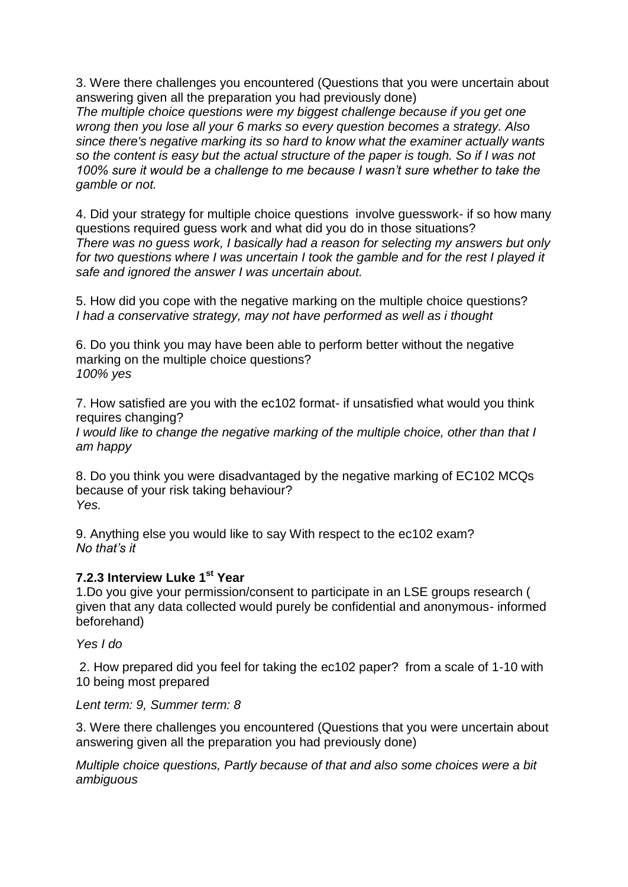3. Were there challenges you encountered (Questions that you were uncertain about answering given all the preparation you had previously done)
*The multiple choice questions were my biggest challenge because if you get one wrong then you lose all your 6 marks so every question becomes a strategy. Also since there's negative marking its so hard to know what the examiner actually wants so the content is easy but the actual structure of the paper is tough. So if I was not 100% sure it would be a challenge to me because I wasn't sure whether to take the gamble or not.*

4. Did your strategy for multiple choice questions involve guesswork- if so how many questions required guess work and what did you do in those situations?
*There was no guess work, I basically had a reason for selecting my answers but only for two questions where I was uncertain I took the gamble and for the rest I played it safe and ignored the answer I was uncertain about.*

5. How did you cope with the negative marking on the multiple choice questions?
*I had a conservative strategy, may not have performed as well as i thought*

6. Do you think you may have been able to perform better without the negative marking on the multiple choice questions?
*100% yes*

7. How satisfied are you with the ec102 format- if unsatisfied what would you think requires changing?
*I would like to change the negative marking of the multiple choice, other than that I am happy*

8. Do you think you were disadvantaged by the negative marking of EC102 MCQs because of your risk taking behaviour?
*Yes.*

9. Anything else you would like to say With respect to the ec102 exam?
*No that's it*

### 7.2.3 Interview Luke 1st Year

1.Do you give your permission/consent to participate in an LSE groups research ( given that any data collected would purely be confidential and anonymous- informed beforehand)

*Yes I do*

2. How prepared did you feel for taking the ec102 paper? from a scale of 1-10 with 10 being most prepared

*Lent term: 9, Summer term: 8*

3. Were there challenges you encountered (Questions that you were uncertain about answering given all the preparation you had previously done)

*Multiple choice questions, Partly because of that and also some choices were a bit ambiguous*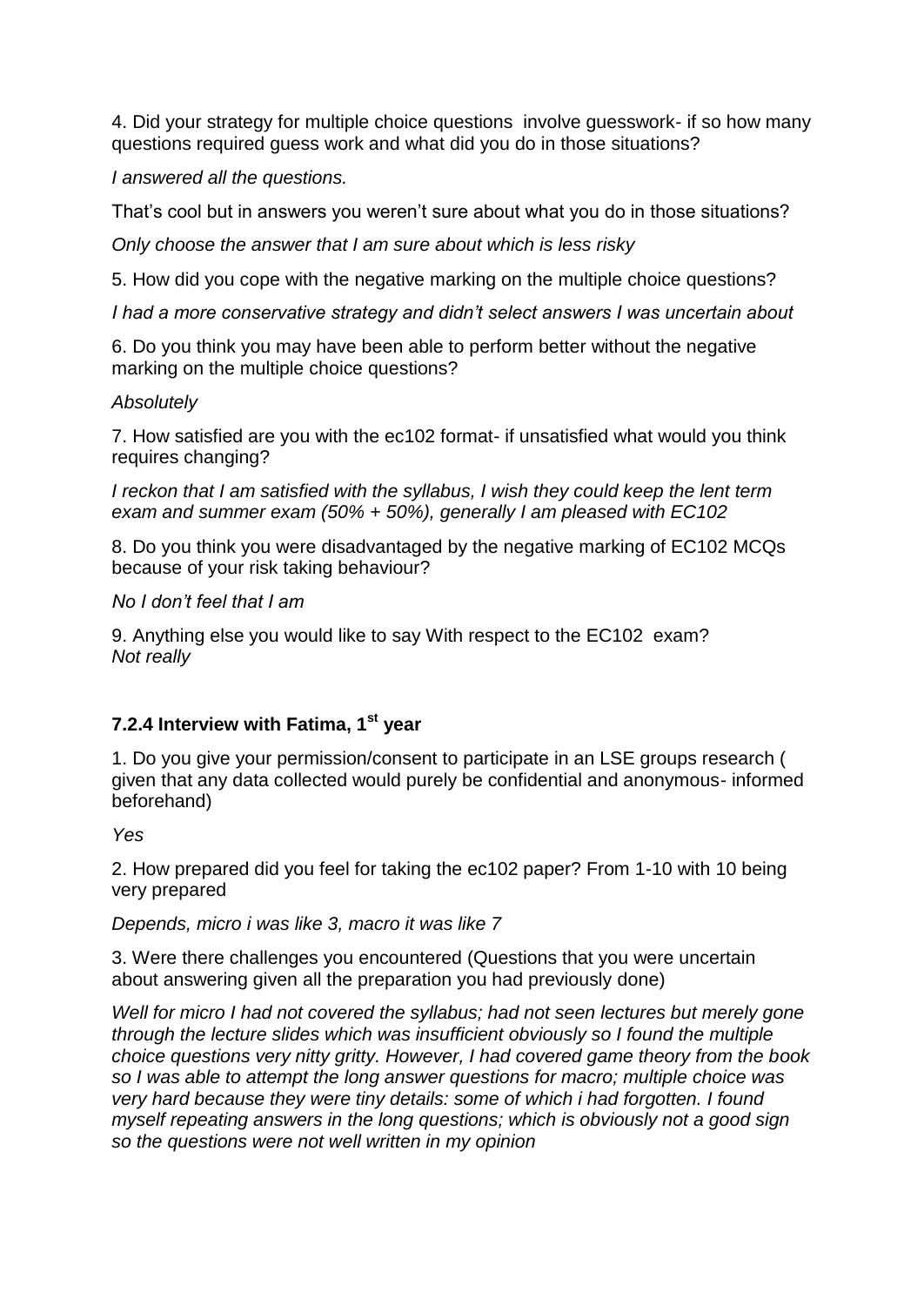4. Did your strategy for multiple choice questions involve guesswork- if so how many questions required guess work and what did you do in those situations?

*I answered all the questions.*

That's cool but in answers you weren't sure about what you do in those situations?

*Only choose the answer that I am sure about which is less risky*

5. How did you cope with the negative marking on the multiple choice questions?

*I had a more conservative strategy and didn't select answers I was uncertain about*

6. Do you think you may have been able to perform better without the negative marking on the multiple choice questions?

*Absolutely*

7. How satisfied are you with the ec102 format- if unsatisfied what would you think requires changing?

*I reckon that I am satisfied with the syllabus, I wish they could keep the lent term exam and summer exam (50% + 50%), generally I am pleased with EC102*

8. Do you think you were disadvantaged by the negative marking of EC102 MCQs because of your risk taking behaviour?

*No I don't feel that I am*

9. Anything else you would like to say With respect to the EC102 exam?
*Not really*

### 7.2.4 Interview with Fatima, 1st year

1. Do you give your permission/consent to participate in an LSE groups research ( given that any data collected would purely be confidential and anonymous- informed beforehand)

*Yes*

2. How prepared did you feel for taking the ec102 paper? From 1-10 with 10 being very prepared

*Depends, micro i was like 3, macro it was like 7*

3. Were there challenges you encountered (Questions that you were uncertain about answering given all the preparation you had previously done)

*Well for micro I had not covered the syllabus; had not seen lectures but merely gone through the lecture slides which was insufficient obviously so I found the multiple choice questions very nitty gritty. However, I had covered game theory from the book so I was able to attempt the long answer questions for macro; multiple choice was very hard because they were tiny details: some of which i had forgotten. I found myself repeating answers in the long questions; which is obviously not a good sign so the questions were not well written in my opinion*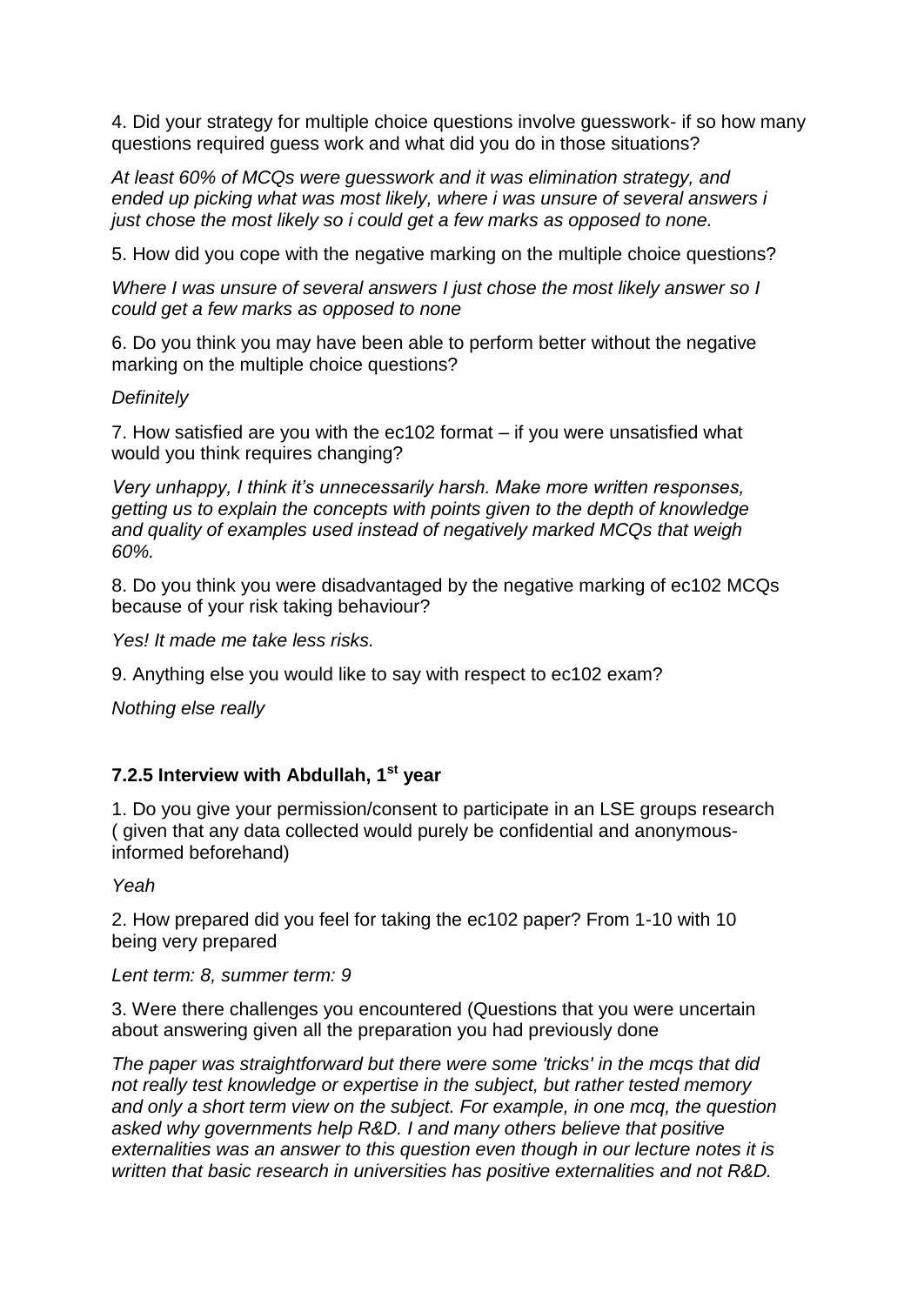4. Did your strategy for multiple choice questions involve guesswork- if so how many questions required guess work and what did you do in those situations?

*At least 60% of MCQs were guesswork and it was elimination strategy, and ended up picking what was most likely, where i was unsure of several answers i just chose the most likely so i could get a few marks as opposed to none.*

5. How did you cope with the negative marking on the multiple choice questions?

*Where I was unsure of several answers I just chose the most likely answer so I could get a few marks as opposed to none*

6. Do you think you may have been able to perform better without the negative marking on the multiple choice questions?

*Definitely*

7. How satisfied are you with the ec102 format – if you were unsatisfied what would you think requires changing?

*Very unhappy, I think it's unnecessarily harsh. Make more written responses, getting us to explain the concepts with points given to the depth of knowledge and quality of examples used instead of negatively marked MCQs that weigh 60%.*

8. Do you think you were disadvantaged by the negative marking of ec102 MCQs because of your risk taking behaviour?

*Yes! It made me take less risks.*

9. Anything else you would like to say with respect to ec102 exam?

*Nothing else really*

### 7.2.5 Interview with Abdullah, 1st year

1. Do you give your permission/consent to participate in an LSE groups research ( given that any data collected would purely be confidential and anonymous- informed beforehand)

*Yeah*

2. How prepared did you feel for taking the ec102 paper? From 1-10 with 10 being very prepared

*Lent term: 8, summer term: 9*

3. Were there challenges you encountered (Questions that you were uncertain about answering given all the preparation you had previously done

*The paper was straightforward but there were some 'tricks' in the mcqs that did not really test knowledge or expertise in the subject, but rather tested memory and only a short term view on the subject. For example, in one mcq, the question asked why governments help R&D. I and many others believe that positive externalities was an answer to this question even though in our lecture notes it is written that basic research in universities has positive externalities and not R&D.*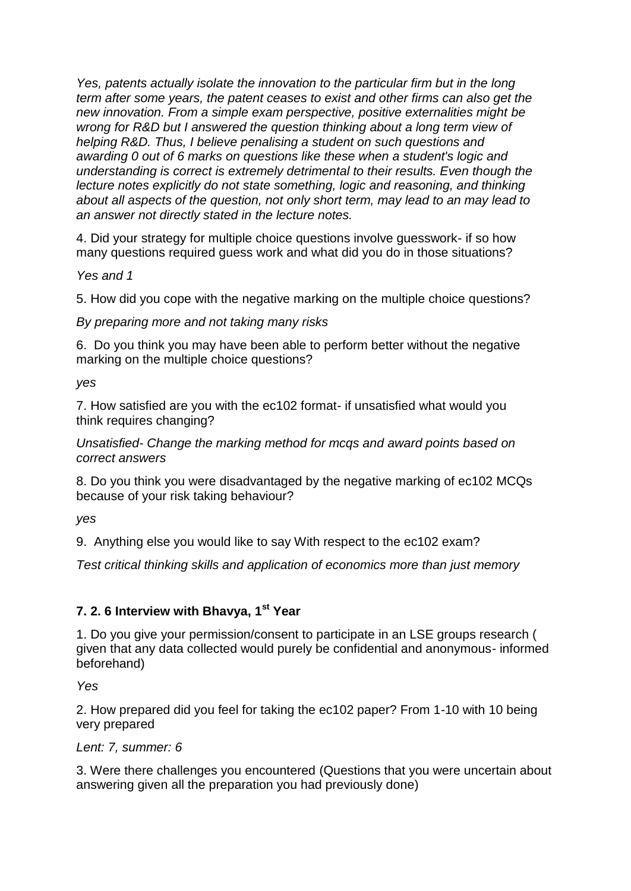*Yes, patents actually isolate the innovation to the particular firm but in the long term after some years, the patent ceases to exist and other firms can also get the new innovation. From a simple exam perspective, positive externalities might be wrong for R&D but I answered the question thinking about a long term view of helping R&D. Thus, I believe penalising a student on such questions and awarding 0 out of 6 marks on questions like these when a student's logic and understanding is correct is extremely detrimental to their results. Even though the lecture notes explicitly do not state something, logic and reasoning, and thinking about all aspects of the question, not only short term, may lead to an may lead to an answer not directly stated in the lecture notes.*

4. Did your strategy for multiple choice questions involve guesswork- if so how many questions required guess work and what did you do in those situations?

*Yes and 1*

5. How did you cope with the negative marking on the multiple choice questions?

*By preparing more and not taking many risks*

6. Do you think you may have been able to perform better without the negative marking on the multiple choice questions?

*yes*

7. How satisfied are you with the ec102 format- if unsatisfied what would you think requires changing?

*Unsatisfied- Change the marking method for mcqs and award points based on correct answers*

8. Do you think you were disadvantaged by the negative marking of ec102 MCQs because of your risk taking behaviour?

*yes*

9. Anything else you would like to say With respect to the ec102 exam?

*Test critical thinking skills and application of economics more than just memory*

### 7. 2. 6 Interview with Bhavya, 1st Year

1. Do you give your permission/consent to participate in an LSE groups research ( given that any data collected would purely be confidential and anonymous- informed beforehand)

*Yes*

2. How prepared did you feel for taking the ec102 paper? From 1-10 with 10 being very prepared

*Lent: 7, summer: 6*

3. Were there challenges you encountered (Questions that you were uncertain about answering given all the preparation you had previously done)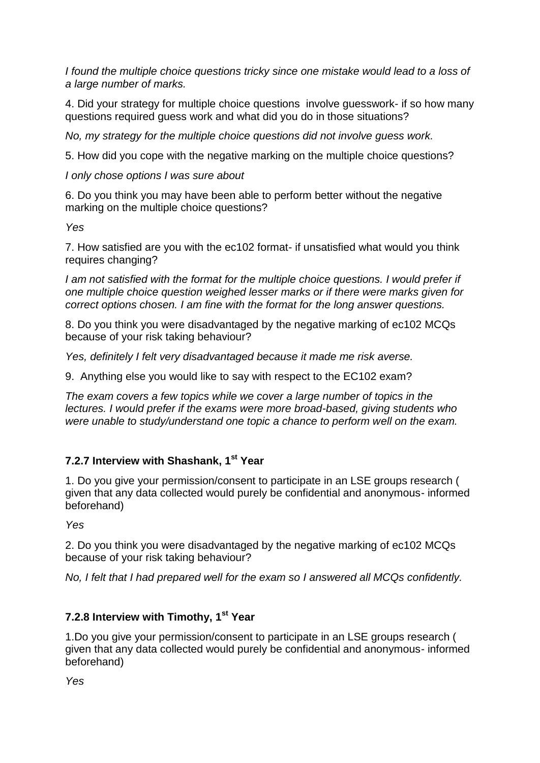*I found the multiple choice questions tricky since one mistake would lead to a loss of a large number of marks.*

4. Did your strategy for multiple choice questions involve guesswork- if so how many questions required guess work and what did you do in those situations?

*No, my strategy for the multiple choice questions did not involve guess work.*

5. How did you cope with the negative marking on the multiple choice questions?

*I only chose options I was sure about*

6. Do you think you may have been able to perform better without the negative marking on the multiple choice questions?

*Yes*

7. How satisfied are you with the ec102 format- if unsatisfied what would you think requires changing?

*I am not satisfied with the format for the multiple choice questions. I would prefer if one multiple choice question weighed lesser marks or if there were marks given for correct options chosen. I am fine with the format for the long answer questions.*

8. Do you think you were disadvantaged by the negative marking of ec102 MCQs because of your risk taking behaviour?

*Yes, definitely I felt very disadvantaged because it made me risk averse.*

9. Anything else you would like to say with respect to the EC102 exam?

*The exam covers a few topics while we cover a large number of topics in the lectures. I would prefer if the exams were more broad-based, giving students who were unable to study/understand one topic a chance to perform well on the exam.*

### 7.2.7 Interview with Shashank, 1st Year

1. Do you give your permission/consent to participate in an LSE groups research ( given that any data collected would purely be confidential and anonymous- informed beforehand)

*Yes*

2. Do you think you were disadvantaged by the negative marking of ec102 MCQs because of your risk taking behaviour?

*No, I felt that I had prepared well for the exam so I answered all MCQs confidently.*

### 7.2.8 Interview with Timothy, 1st Year

1.Do you give your permission/consent to participate in an LSE groups research ( given that any data collected would purely be confidential and anonymous- informed beforehand)

*Yes*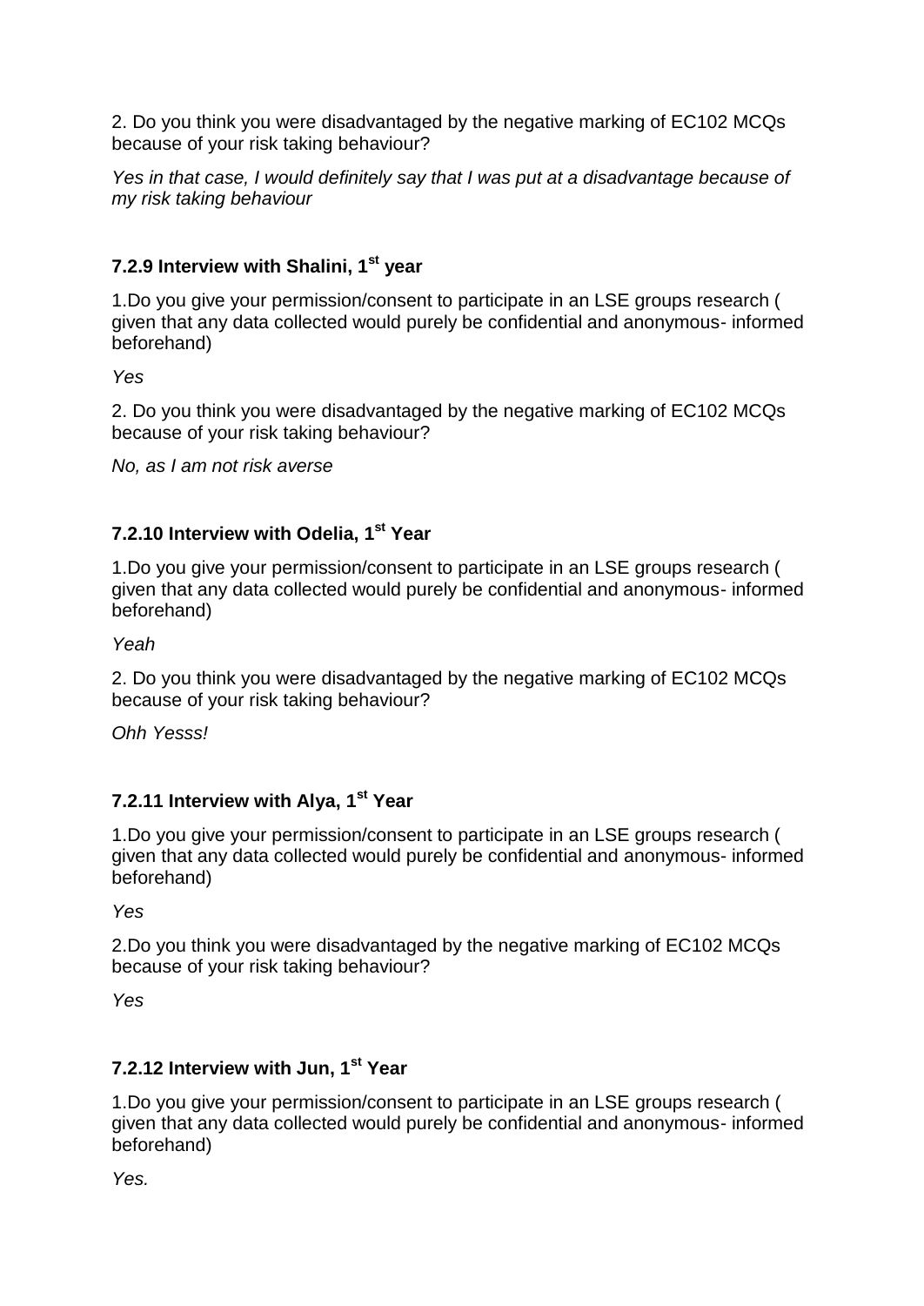2. Do you think you were disadvantaged by the negative marking of EC102 MCQs because of your risk taking behaviour?

*Yes in that case, I would definitely say that I was put at a disadvantage because of my risk taking behaviour*

### 7.2.9 Interview with Shalini, 1st year

1.Do you give your permission/consent to participate in an LSE groups research ( given that any data collected would purely be confidential and anonymous- informed beforehand)

*Yes*

2. Do you think you were disadvantaged by the negative marking of EC102 MCQs because of your risk taking behaviour?

*No, as I am not risk averse*

### 7.2.10 Interview with Odelia, 1st Year

1.Do you give your permission/consent to participate in an LSE groups research ( given that any data collected would purely be confidential and anonymous- informed beforehand)

*Yeah*

2. Do you think you were disadvantaged by the negative marking of EC102 MCQs because of your risk taking behaviour?

*Ohh Yesss!*

### 7.2.11 Interview with Alya, 1st Year

1.Do you give your permission/consent to participate in an LSE groups research ( given that any data collected would purely be confidential and anonymous- informed beforehand)

*Yes*

2.Do you think you were disadvantaged by the negative marking of EC102 MCQs because of your risk taking behaviour?

*Yes*

### 7.2.12 Interview with Jun, 1st Year

1.Do you give your permission/consent to participate in an LSE groups research ( given that any data collected would purely be confidential and anonymous- informed beforehand)

*Yes.*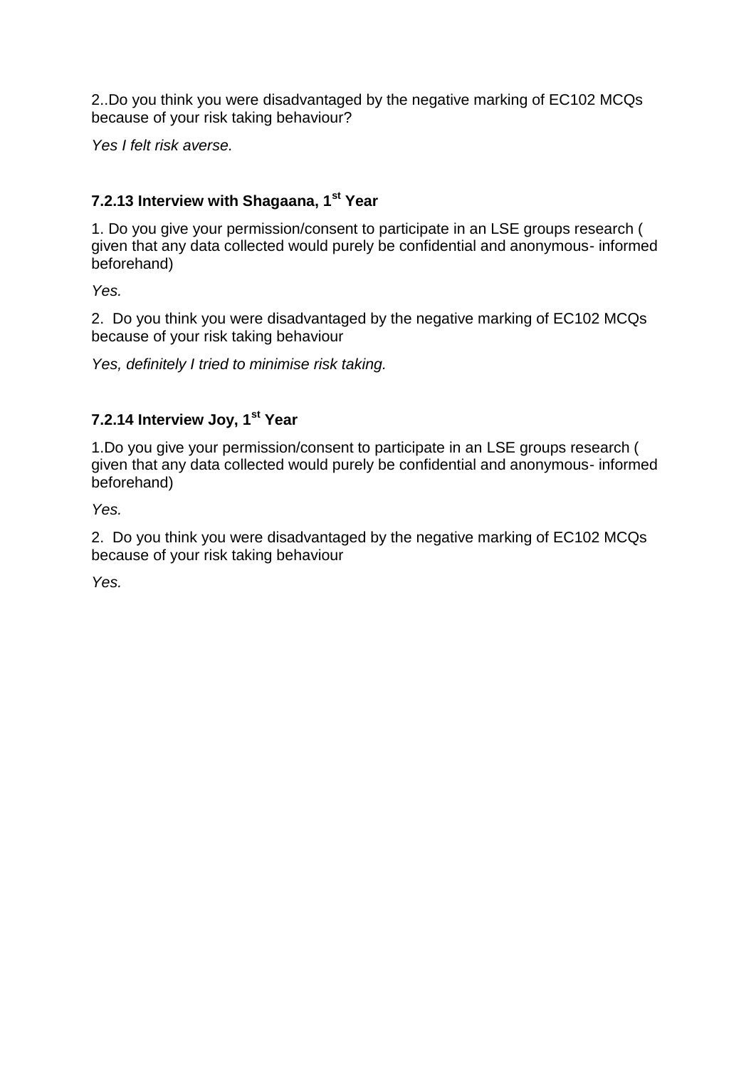2..Do you think you were disadvantaged by the negative marking of EC102 MCQs because of your risk taking behaviour?

*Yes I felt risk averse.*

### 7.2.13 Interview with Shagaana, 1st Year

1. Do you give your permission/consent to participate in an LSE groups research ( given that any data collected would purely be confidential and anonymous- informed beforehand)

*Yes.*

2. Do you think you were disadvantaged by the negative marking of EC102 MCQs because of your risk taking behaviour

*Yes, definitely I tried to minimise risk taking.*

### 7.2.14 Interview Joy, 1st Year

1.Do you give your permission/consent to participate in an LSE groups research ( given that any data collected would purely be confidential and anonymous- informed beforehand)

*Yes.*

2. Do you think you were disadvantaged by the negative marking of EC102 MCQs because of your risk taking behaviour

*Yes.*